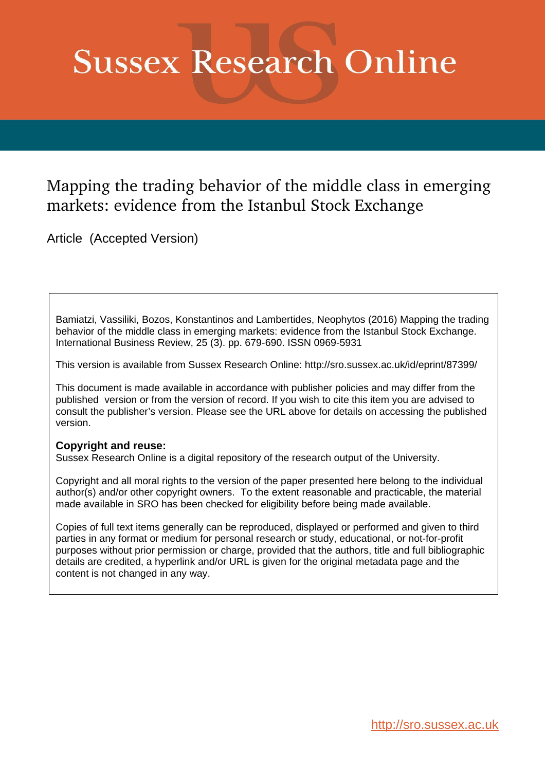# Sussex Research Online

## Mapping the trading behavior of the middle class in emerging markets: evidence from the Istanbul Stock Exchange

Article (Accepted Version)

Bamiatzi, Vassiliki, Bozos, Konstantinos and Lambertides, Neophytos (2016) Mapping the trading behavior of the middle class in emerging markets: evidence from the Istanbul Stock Exchange. International Business Review, 25 (3). pp. 679-690. ISSN 0969-5931

This version is available from Sussex Research Online: http://sro.sussex.ac.uk/id/eprint/87399/

This document is made available in accordance with publisher policies and may differ from the published version or from the version of record. If you wish to cite this item you are advised to consult the publisher's version. Please see the URL above for details on accessing the published version.

**Copyright and reuse:**
Sussex Research Online is a digital repository of the research output of the University.

Copyright and all moral rights to the version of the paper presented here belong to the individual author(s) and/or other copyright owners. To the extent reasonable and practicable, the material made available in SRO has been checked for eligibility before being made available.

Copies of full text items generally can be reproduced, displayed or performed and given to third parties in any format or medium for personal research or study, educational, or not-for-profit purposes without prior permission or charge, provided that the authors, title and full bibliographic details are credited, a hyperlink and/or URL is given for the original metadata page and the content is not changed in any way.

http://sro.sussex.ac.uk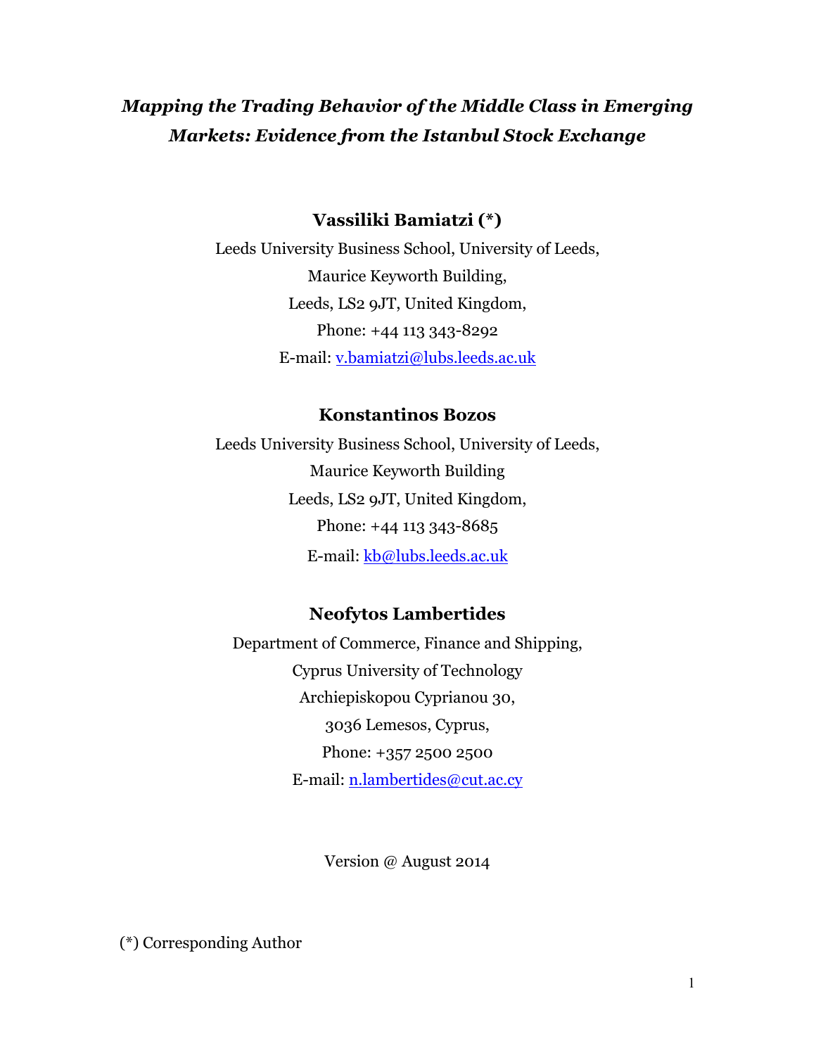# *Mapping the Trading Behavior of the Middle Class in Emerging Markets: Evidence from the Istanbul Stock Exchange*

**Vassiliki Bamiatzi (*)**

Leeds University Business School, University of Leeds,
Maurice Keyworth Building,
Leeds, LS2 9JT, United Kingdom,
Phone: +44 113 343-8292
E-mail: v.bamiatzi@lubs.leeds.ac.uk

**Konstantinos Bozos**

Leeds University Business School, University of Leeds,
Maurice Keyworth Building
Leeds, LS2 9JT, United Kingdom,
Phone: +44 113 343-8685
E-mail: kb@lubs.leeds.ac.uk

**Neofytos Lambertides**

Department of Commerce, Finance and Shipping,
Cyprus University of Technology
Archiepiskopou Cyprianou 30,
3036 Lemesos, Cyprus,
Phone: +357 2500 2500
E-mail: n.lambertides@cut.ac.cy

Version @ August 2014

(*) Corresponding Author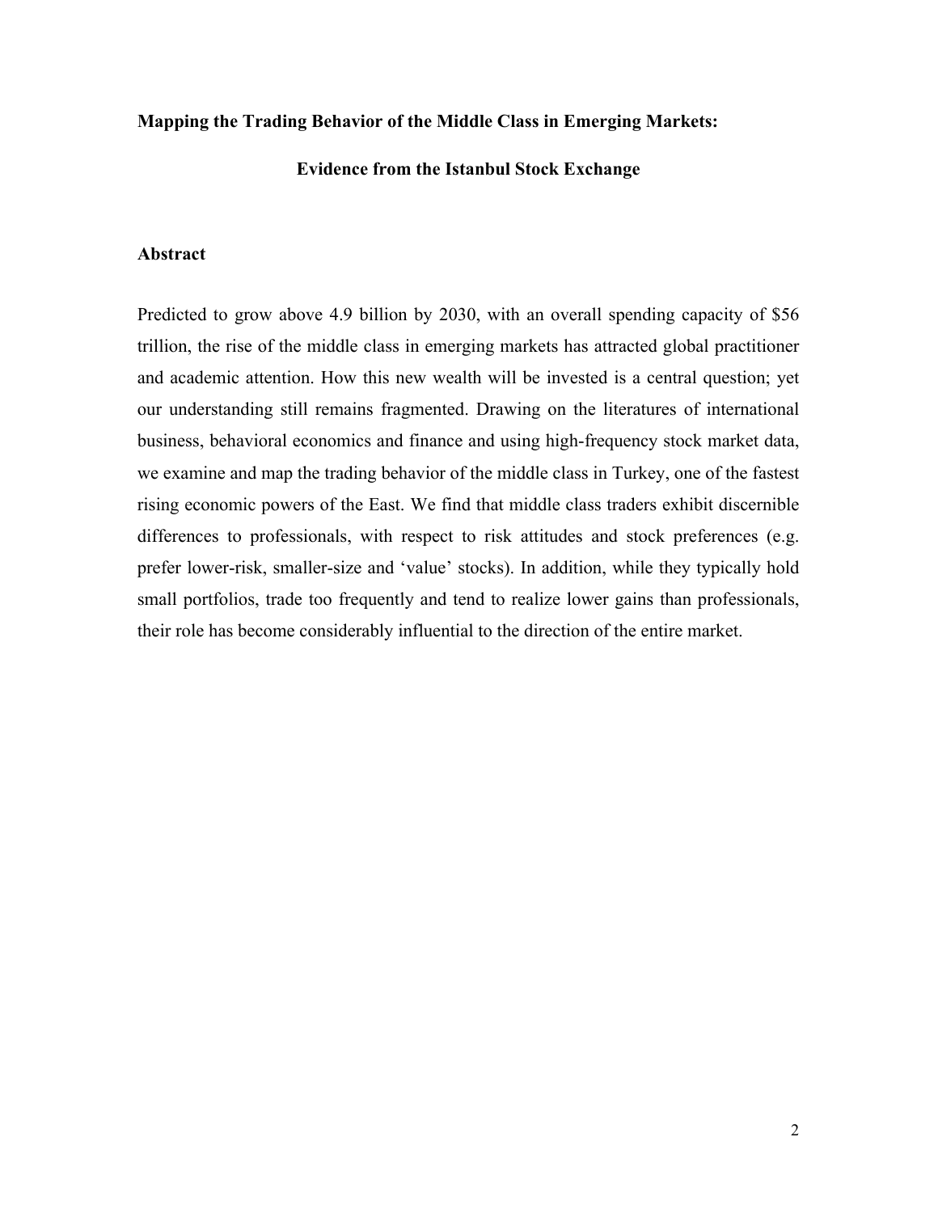**Mapping the Trading Behavior of the Middle Class in Emerging Markets:**

**Evidence from the Istanbul Stock Exchange**

**Abstract**

Predicted to grow above 4.9 billion by 2030, with an overall spending capacity of $56 trillion, the rise of the middle class in emerging markets has attracted global practitioner and academic attention. How this new wealth will be invested is a central question; yet our understanding still remains fragmented. Drawing on the literatures of international business, behavioral economics and finance and using high-frequency stock market data, we examine and map the trading behavior of the middle class in Turkey, one of the fastest rising economic powers of the East. We find that middle class traders exhibit discernible differences to professionals, with respect to risk attitudes and stock preferences (e.g. prefer lower-risk, smaller-size and 'value' stocks). In addition, while they typically hold small portfolios, trade too frequently and tend to realize lower gains than professionals, their role has become considerably influential to the direction of the entire market.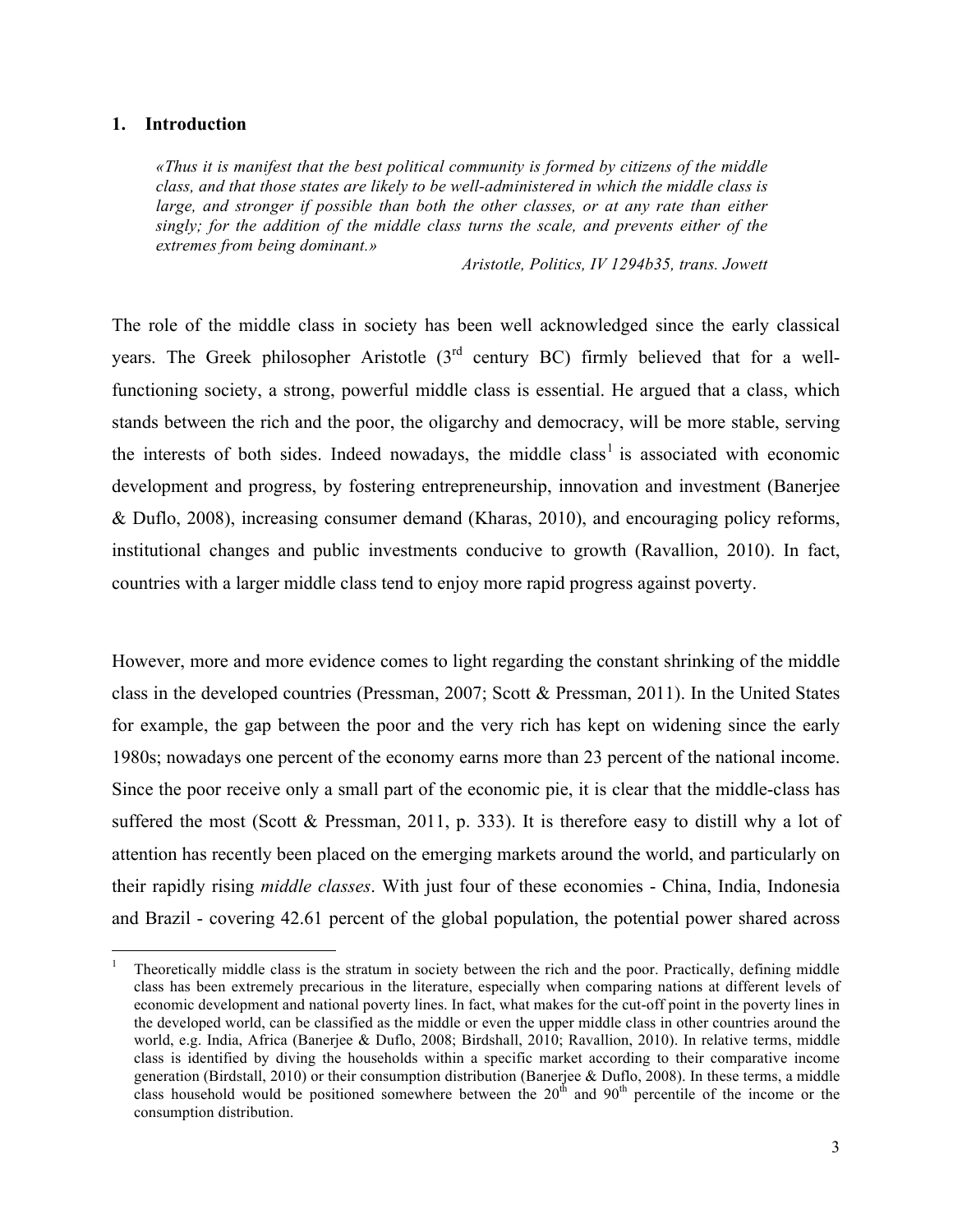## 1. Introduction

> *«Thus it is manifest that the best political community is formed by citizens of the middle class, and that those states are likely to be well-administered in which the middle class is large, and stronger if possible than both the other classes, or at any rate than either singly; for the addition of the middle class turns the scale, and prevents either of the extremes from being dominant.»*
>
> *Aristotle, Politics, IV 1294b35, trans. Jowett*

The role of the middle class in society has been well acknowledged since the early classical years. The Greek philosopher Aristotle (3rd century BC) firmly believed that for a well-functioning society, a strong, powerful middle class is essential. He argued that a class, which stands between the rich and the poor, the oligarchy and democracy, will be more stable, serving the interests of both sides. Indeed nowadays, the middle class[1] is associated with economic development and progress, by fostering entrepreneurship, innovation and investment (Banerjee & Duflo, 2008), increasing consumer demand (Kharas, 2010), and encouraging policy reforms, institutional changes and public investments conducive to growth (Ravallion, 2010). In fact, countries with a larger middle class tend to enjoy more rapid progress against poverty.

However, more and more evidence comes to light regarding the constant shrinking of the middle class in the developed countries (Pressman, 2007; Scott & Pressman, 2011). In the United States for example, the gap between the poor and the very rich has kept on widening since the early 1980s; nowadays one percent of the economy earns more than 23 percent of the national income. Since the poor receive only a small part of the economic pie, it is clear that the middle-class has suffered the most (Scott & Pressman, 2011, p. 333). It is therefore easy to distill why a lot of attention has recently been placed on the emerging markets around the world, and particularly on their rapidly rising *middle classes*. With just four of these economies - China, India, Indonesia and Brazil - covering 42.61 percent of the global population, the potential power shared across

[1] Theoretically middle class is the stratum in society between the rich and the poor. Practically, defining middle class has been extremely precarious in the literature, especially when comparing nations at different levels of economic development and national poverty lines. In fact, what makes for the cut-off point in the poverty lines in the developed world, can be classified as the middle or even the upper middle class in other countries around the world, e.g. India, Africa (Banerjee & Duflo, 2008; Birdshall, 2010; Ravallion, 2010). In relative terms, middle class is identified by diving the households within a specific market according to their comparative income generation (Birdstall, 2010) or their consumption distribution (Banerjee & Duflo, 2008). In these terms, a middle class household would be positioned somewhere between the 20th and 90th percentile of the income or the consumption distribution.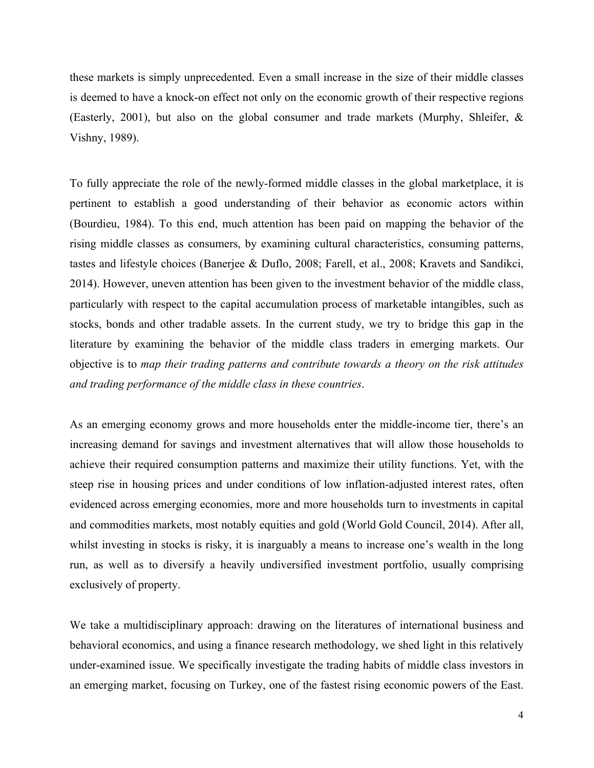these markets is simply unprecedented. Even a small increase in the size of their middle classes is deemed to have a knock-on effect not only on the economic growth of their respective regions (Easterly, 2001), but also on the global consumer and trade markets (Murphy, Shleifer, & Vishny, 1989).

To fully appreciate the role of the newly-formed middle classes in the global marketplace, it is pertinent to establish a good understanding of their behavior as economic actors within (Bourdieu, 1984). To this end, much attention has been paid on mapping the behavior of the rising middle classes as consumers, by examining cultural characteristics, consuming patterns, tastes and lifestyle choices (Banerjee & Duflo, 2008; Farell, et al., 2008; Kravets and Sandikci, 2014). However, uneven attention has been given to the investment behavior of the middle class, particularly with respect to the capital accumulation process of marketable intangibles, such as stocks, bonds and other tradable assets. In the current study, we try to bridge this gap in the literature by examining the behavior of the middle class traders in emerging markets. Our objective is to *map their trading patterns and contribute towards a theory on the risk attitudes and trading performance of the middle class in these countries*.

As an emerging economy grows and more households enter the middle-income tier, there's an increasing demand for savings and investment alternatives that will allow those households to achieve their required consumption patterns and maximize their utility functions. Yet, with the steep rise in housing prices and under conditions of low inflation-adjusted interest rates, often evidenced across emerging economies, more and more households turn to investments in capital and commodities markets, most notably equities and gold (World Gold Council, 2014). After all, whilst investing in stocks is risky, it is inarguably a means to increase one's wealth in the long run, as well as to diversify a heavily undiversified investment portfolio, usually comprising exclusively of property.

We take a multidisciplinary approach: drawing on the literatures of international business and behavioral economics, and using a finance research methodology, we shed light in this relatively under-examined issue. We specifically investigate the trading habits of middle class investors in an emerging market, focusing on Turkey, one of the fastest rising economic powers of the East.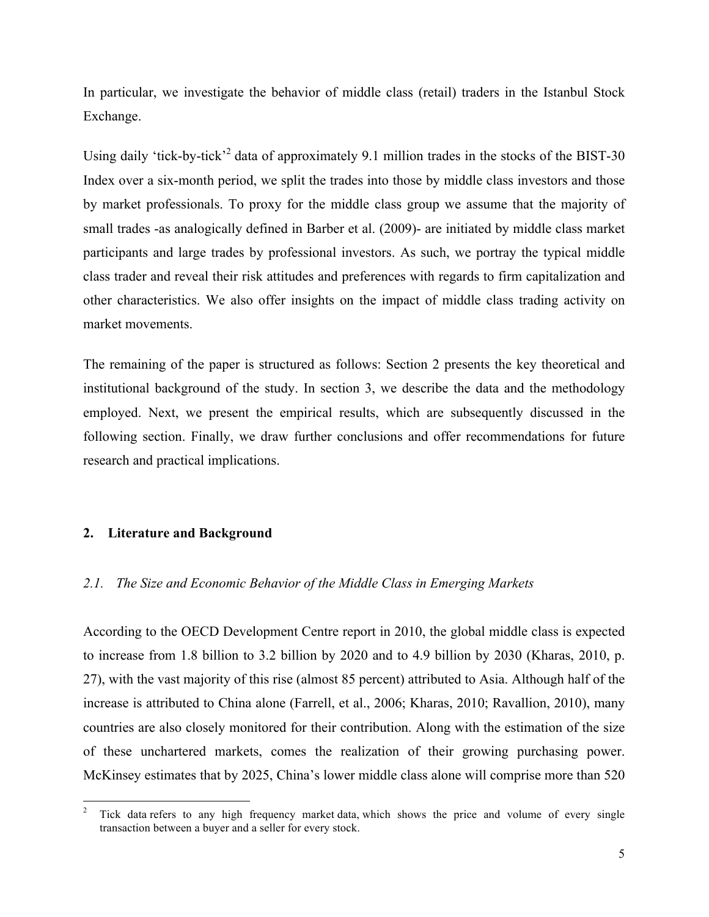In particular, we investigate the behavior of middle class (retail) traders in the Istanbul Stock Exchange.

Using daily 'tick-by-tick'[2] data of approximately 9.1 million trades in the stocks of the BIST-30 Index over a six-month period, we split the trades into those by middle class investors and those by market professionals. To proxy for the middle class group we assume that the majority of small trades -as analogically defined in Barber et al. (2009)- are initiated by middle class market participants and large trades by professional investors. As such, we portray the typical middle class trader and reveal their risk attitudes and preferences with regards to firm capitalization and other characteristics. We also offer insights on the impact of middle class trading activity on market movements.

The remaining of the paper is structured as follows: Section 2 presents the key theoretical and institutional background of the study. In section 3, we describe the data and the methodology employed. Next, we present the empirical results, which are subsequently discussed in the following section. Finally, we draw further conclusions and offer recommendations for future research and practical implications.

## 2. Literature and Background

### *2.1. The Size and Economic Behavior of the Middle Class in Emerging Markets*

According to the OECD Development Centre report in 2010, the global middle class is expected to increase from 1.8 billion to 3.2 billion by 2020 and to 4.9 billion by 2030 (Kharas, 2010, p. 27), with the vast majority of this rise (almost 85 percent) attributed to Asia. Although half of the increase is attributed to China alone (Farrell, et al., 2006; Kharas, 2010; Ravallion, 2010), many countries are also closely monitored for their contribution. Along with the estimation of the size of these unchartered markets, comes the realization of their growing purchasing power. McKinsey estimates that by 2025, China's lower middle class alone will comprise more than 520

[2] Tick data refers to any high frequency market data, which shows the price and volume of every single transaction between a buyer and a seller for every stock.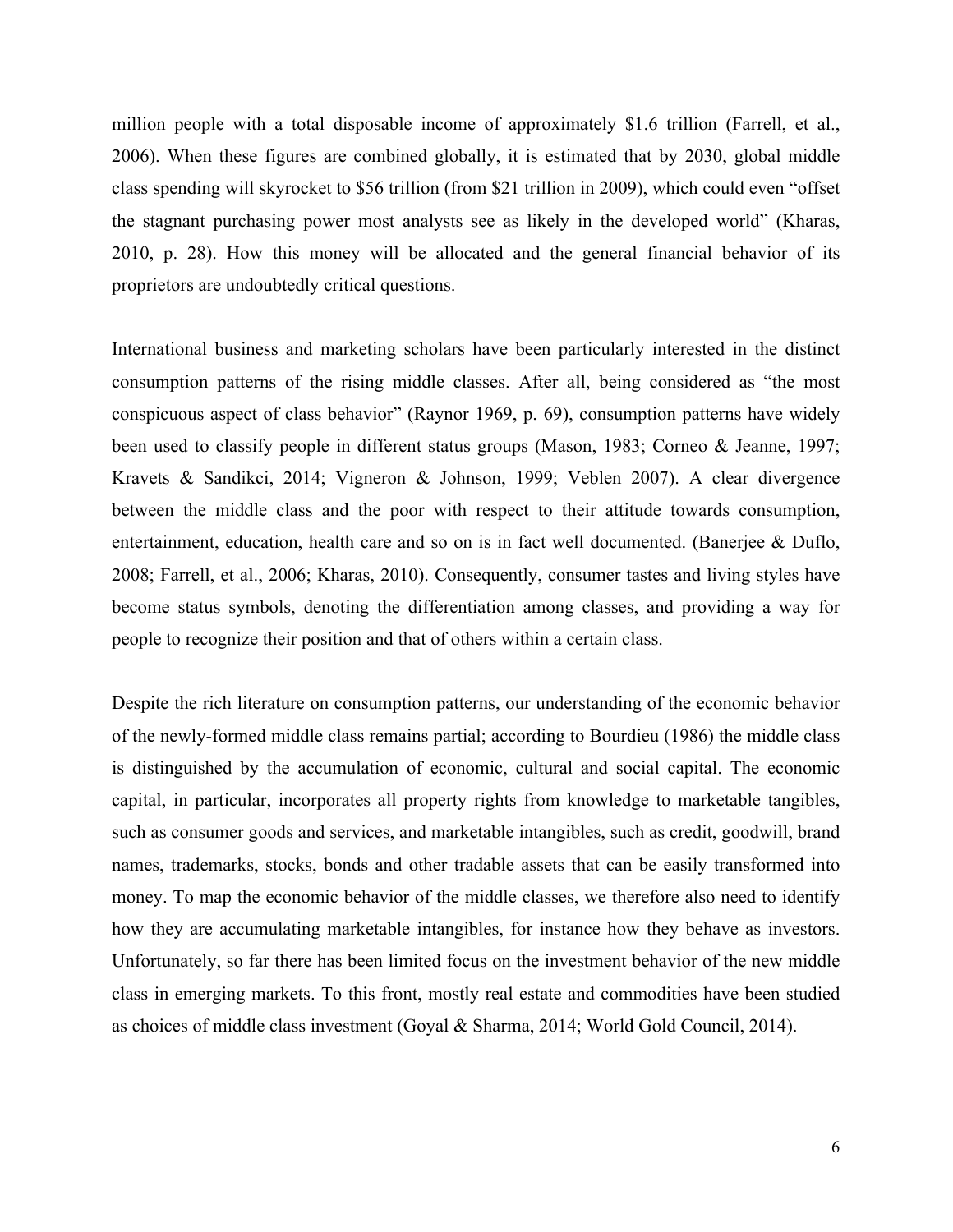million people with a total disposable income of approximately $1.6 trillion (Farrell, et al., 2006). When these figures are combined globally, it is estimated that by 2030, global middle class spending will skyrocket to $56 trillion (from $21 trillion in 2009), which could even "offset the stagnant purchasing power most analysts see as likely in the developed world" (Kharas, 2010, p. 28). How this money will be allocated and the general financial behavior of its proprietors are undoubtedly critical questions.

International business and marketing scholars have been particularly interested in the distinct consumption patterns of the rising middle classes. After all, being considered as "the most conspicuous aspect of class behavior" (Raynor 1969, p. 69), consumption patterns have widely been used to classify people in different status groups (Mason, 1983; Corneo & Jeanne, 1997; Kravets & Sandikci, 2014; Vigneron & Johnson, 1999; Veblen 2007). A clear divergence between the middle class and the poor with respect to their attitude towards consumption, entertainment, education, health care and so on is in fact well documented. (Banerjee & Duflo, 2008; Farrell, et al., 2006; Kharas, 2010). Consequently, consumer tastes and living styles have become status symbols, denoting the differentiation among classes, and providing a way for people to recognize their position and that of others within a certain class.

Despite the rich literature on consumption patterns, our understanding of the economic behavior of the newly-formed middle class remains partial; according to Bourdieu (1986) the middle class is distinguished by the accumulation of economic, cultural and social capital. The economic capital, in particular, incorporates all property rights from knowledge to marketable tangibles, such as consumer goods and services, and marketable intangibles, such as credit, goodwill, brand names, trademarks, stocks, bonds and other tradable assets that can be easily transformed into money. To map the economic behavior of the middle classes, we therefore also need to identify how they are accumulating marketable intangibles, for instance how they behave as investors. Unfortunately, so far there has been limited focus on the investment behavior of the new middle class in emerging markets. To this front, mostly real estate and commodities have been studied as choices of middle class investment (Goyal & Sharma, 2014; World Gold Council, 2014).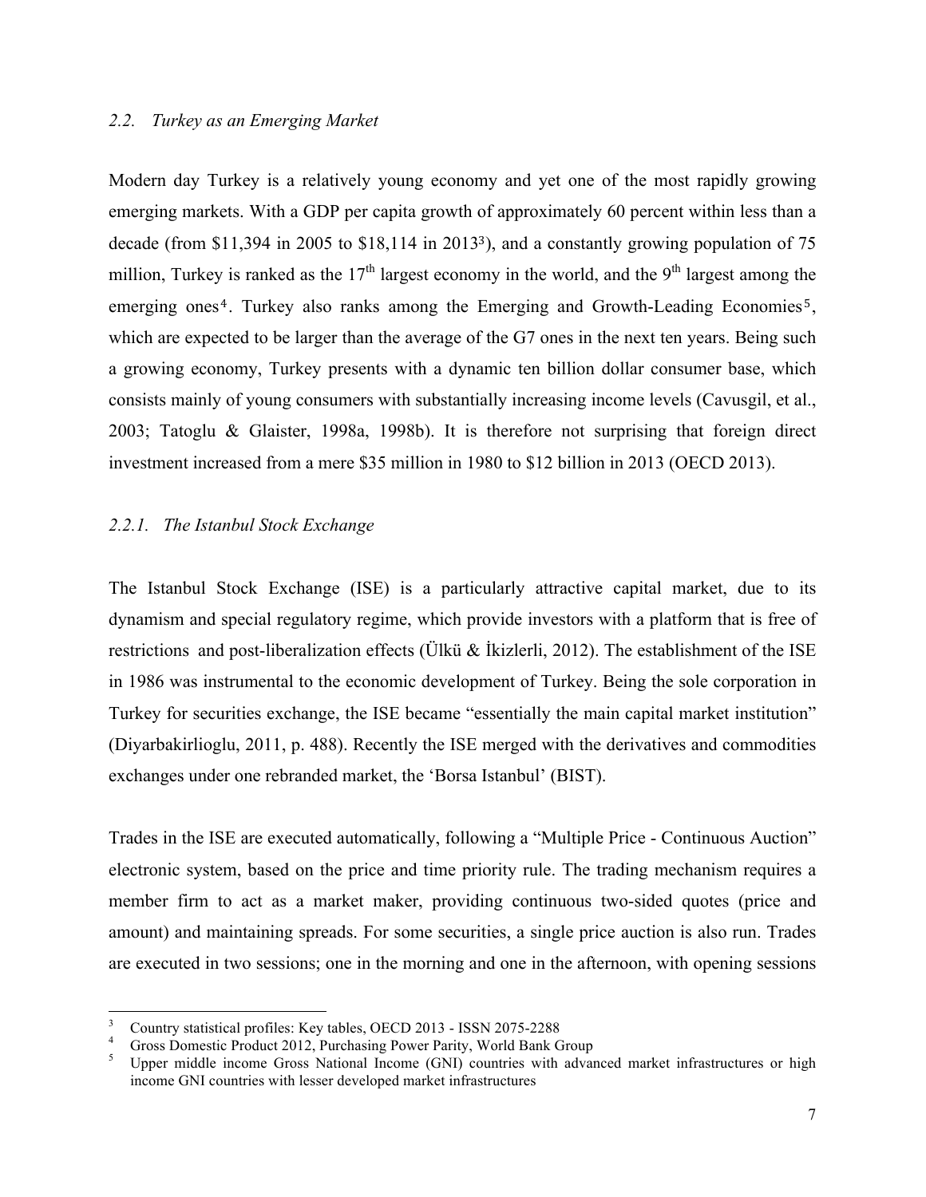### *2.2. Turkey as an Emerging Market*

Modern day Turkey is a relatively young economy and yet one of the most rapidly growing emerging markets. With a GDP per capita growth of approximately 60 percent within less than a decade (from $11,394 in 2005 to $18,114 in 2013[3]), and a constantly growing population of 75 million, Turkey is ranked as the 17th largest economy in the world, and the 9th largest among the emerging ones[4]. Turkey also ranks among the Emerging and Growth-Leading Economies[5], which are expected to be larger than the average of the G7 ones in the next ten years. Being such a growing economy, Turkey presents with a dynamic ten billion dollar consumer base, which consists mainly of young consumers with substantially increasing income levels (Cavusgil, et al., 2003; Tatoglu & Glaister, 1998a, 1998b). It is therefore not surprising that foreign direct investment increased from a mere $35 million in 1980 to $12 billion in 2013 (OECD 2013).

#### *2.2.1. The Istanbul Stock Exchange*

The Istanbul Stock Exchange (ISE) is a particularly attractive capital market, due to its dynamism and special regulatory regime, which provide investors with a platform that is free of restrictions and post-liberalization effects (Ülkü & İkizlerli, 2012). The establishment of the ISE in 1986 was instrumental to the economic development of Turkey. Being the sole corporation in Turkey for securities exchange, the ISE became "essentially the main capital market institution" (Diyarbakirlioglu, 2011, p. 488). Recently the ISE merged with the derivatives and commodities exchanges under one rebranded market, the 'Borsa Istanbul' (BIST).

Trades in the ISE are executed automatically, following a "Multiple Price - Continuous Auction" electronic system, based on the price and time priority rule. The trading mechanism requires a member firm to act as a market maker, providing continuous two-sided quotes (price and amount) and maintaining spreads. For some securities, a single price auction is also run. Trades are executed in two sessions; one in the morning and one in the afternoon, with opening sessions

---

[3] Country statistical profiles: Key tables, OECD 2013 - ISSN 2075-2288

[4] Gross Domestic Product 2012, Purchasing Power Parity, World Bank Group

[5] Upper middle income Gross National Income (GNI) countries with advanced market infrastructures or high income GNI countries with lesser developed market infrastructures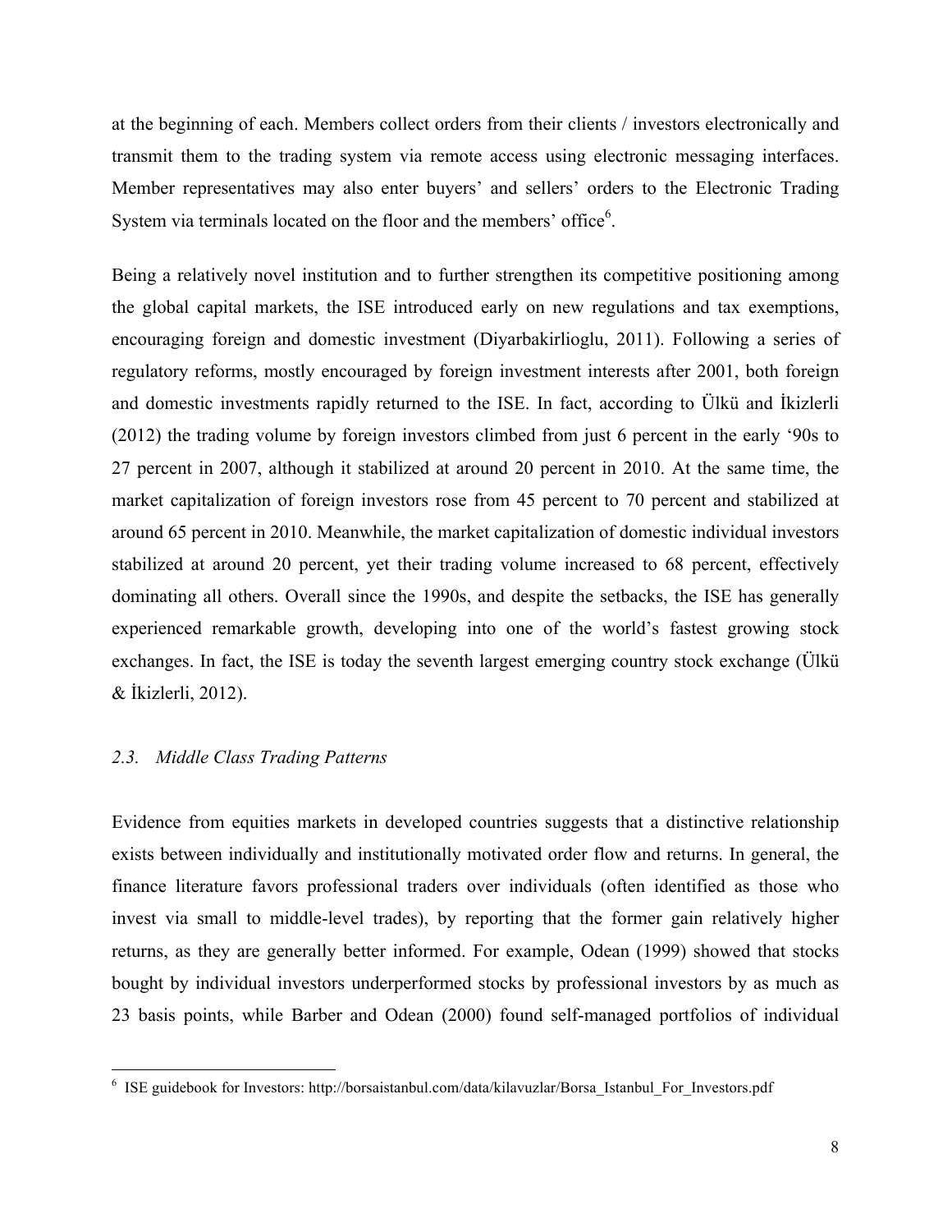at the beginning of each. Members collect orders from their clients / investors electronically and transmit them to the trading system via remote access using electronic messaging interfaces. Member representatives may also enter buyers' and sellers' orders to the Electronic Trading System via terminals located on the floor and the members' office[6].

Being a relatively novel institution and to further strengthen its competitive positioning among the global capital markets, the ISE introduced early on new regulations and tax exemptions, encouraging foreign and domestic investment (Diyarbakirlioglu, 2011). Following a series of regulatory reforms, mostly encouraged by foreign investment interests after 2001, both foreign and domestic investments rapidly returned to the ISE. In fact, according to Ülkü and İkizlerli (2012) the trading volume by foreign investors climbed from just 6 percent in the early '90s to 27 percent in 2007, although it stabilized at around 20 percent in 2010. At the same time, the market capitalization of foreign investors rose from 45 percent to 70 percent and stabilized at around 65 percent in 2010. Meanwhile, the market capitalization of domestic individual investors stabilized at around 20 percent, yet their trading volume increased to 68 percent, effectively dominating all others. Overall since the 1990s, and despite the setbacks, the ISE has generally experienced remarkable growth, developing into one of the world's fastest growing stock exchanges. In fact, the ISE is today the seventh largest emerging country stock exchange (Ülkü & İkizlerli, 2012).

### *2.3. Middle Class Trading Patterns*

Evidence from equities markets in developed countries suggests that a distinctive relationship exists between individually and institutionally motivated order flow and returns. In general, the finance literature favors professional traders over individuals (often identified as those who invest via small to middle-level trades), by reporting that the former gain relatively higher returns, as they are generally better informed. For example, Odean (1999) showed that stocks bought by individual investors underperformed stocks by professional investors by as much as 23 basis points, while Barber and Odean (2000) found self-managed portfolios of individual

---

[6] ISE guidebook for Investors: http://borsaistanbul.com/data/kilavuzlar/Borsa_Istanbul_For_Investors.pdf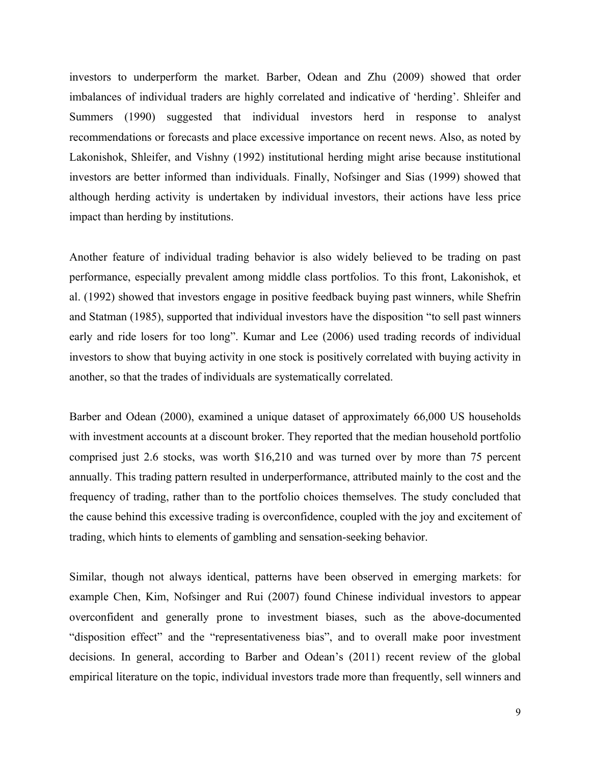investors to underperform the market. Barber, Odean and Zhu (2009) showed that order imbalances of individual traders are highly correlated and indicative of 'herding'. Shleifer and Summers (1990) suggested that individual investors herd in response to analyst recommendations or forecasts and place excessive importance on recent news. Also, as noted by Lakonishok, Shleifer, and Vishny (1992) institutional herding might arise because institutional investors are better informed than individuals. Finally, Nofsinger and Sias (1999) showed that although herding activity is undertaken by individual investors, their actions have less price impact than herding by institutions.

Another feature of individual trading behavior is also widely believed to be trading on past performance, especially prevalent among middle class portfolios. To this front, Lakonishok, et al. (1992) showed that investors engage in positive feedback buying past winners, while Shefrin and Statman (1985), supported that individual investors have the disposition "to sell past winners early and ride losers for too long". Kumar and Lee (2006) used trading records of individual investors to show that buying activity in one stock is positively correlated with buying activity in another, so that the trades of individuals are systematically correlated.

Barber and Odean (2000), examined a unique dataset of approximately 66,000 US households with investment accounts at a discount broker. They reported that the median household portfolio comprised just 2.6 stocks, was worth $16,210 and was turned over by more than 75 percent annually. This trading pattern resulted in underperformance, attributed mainly to the cost and the frequency of trading, rather than to the portfolio choices themselves. The study concluded that the cause behind this excessive trading is overconfidence, coupled with the joy and excitement of trading, which hints to elements of gambling and sensation-seeking behavior.

Similar, though not always identical, patterns have been observed in emerging markets: for example Chen, Kim, Nofsinger and Rui (2007) found Chinese individual investors to appear overconfident and generally prone to investment biases, such as the above-documented "disposition effect" and the "representativeness bias", and to overall make poor investment decisions. In general, according to Barber and Odean's (2011) recent review of the global empirical literature on the topic, individual investors trade more than frequently, sell winners and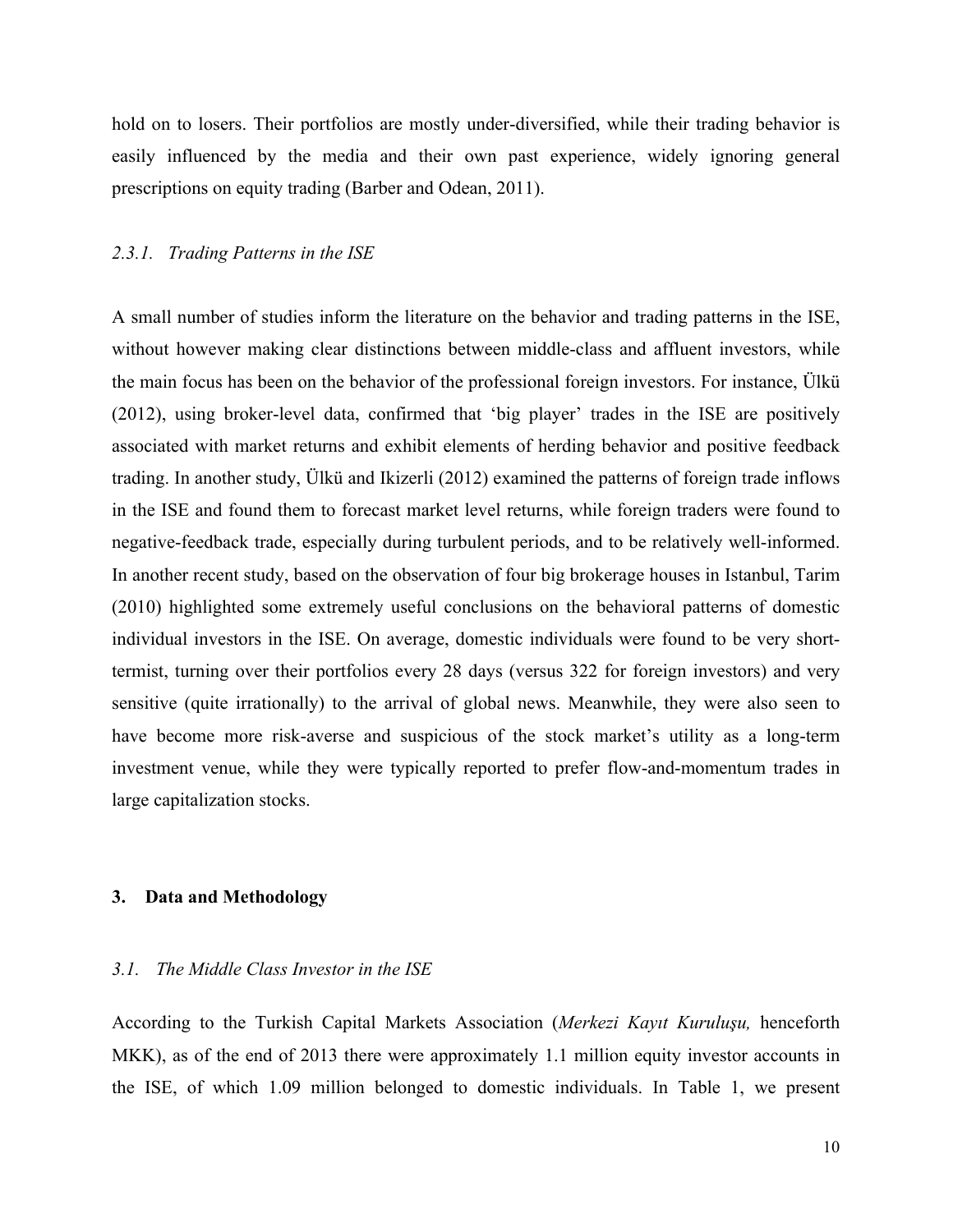hold on to losers. Their portfolios are mostly under-diversified, while their trading behavior is easily influenced by the media and their own past experience, widely ignoring general prescriptions on equity trading (Barber and Odean, 2011).

### *2.3.1. Trading Patterns in the ISE*

A small number of studies inform the literature on the behavior and trading patterns in the ISE, without however making clear distinctions between middle-class and affluent investors, while the main focus has been on the behavior of the professional foreign investors. For instance, Ülkü (2012), using broker-level data, confirmed that 'big player' trades in the ISE are positively associated with market returns and exhibit elements of herding behavior and positive feedback trading. In another study, Ülkü and Ikizerli (2012) examined the patterns of foreign trade inflows in the ISE and found them to forecast market level returns, while foreign traders were found to negative-feedback trade, especially during turbulent periods, and to be relatively well-informed. In another recent study, based on the observation of four big brokerage houses in Istanbul, Tarim (2010) highlighted some extremely useful conclusions on the behavioral patterns of domestic individual investors in the ISE. On average, domestic individuals were found to be very short-termist, turning over their portfolios every 28 days (versus 322 for foreign investors) and very sensitive (quite irrationally) to the arrival of global news. Meanwhile, they were also seen to have become more risk-averse and suspicious of the stock market's utility as a long-term investment venue, while they were typically reported to prefer flow-and-momentum trades in large capitalization stocks.

## 3. Data and Methodology

### *3.1. The Middle Class Investor in the ISE*

According to the Turkish Capital Markets Association (*Merkezi Kayıt Kuruluşu,* henceforth MKK), as of the end of 2013 there were approximately 1.1 million equity investor accounts in the ISE, of which 1.09 million belonged to domestic individuals. In Table 1, we present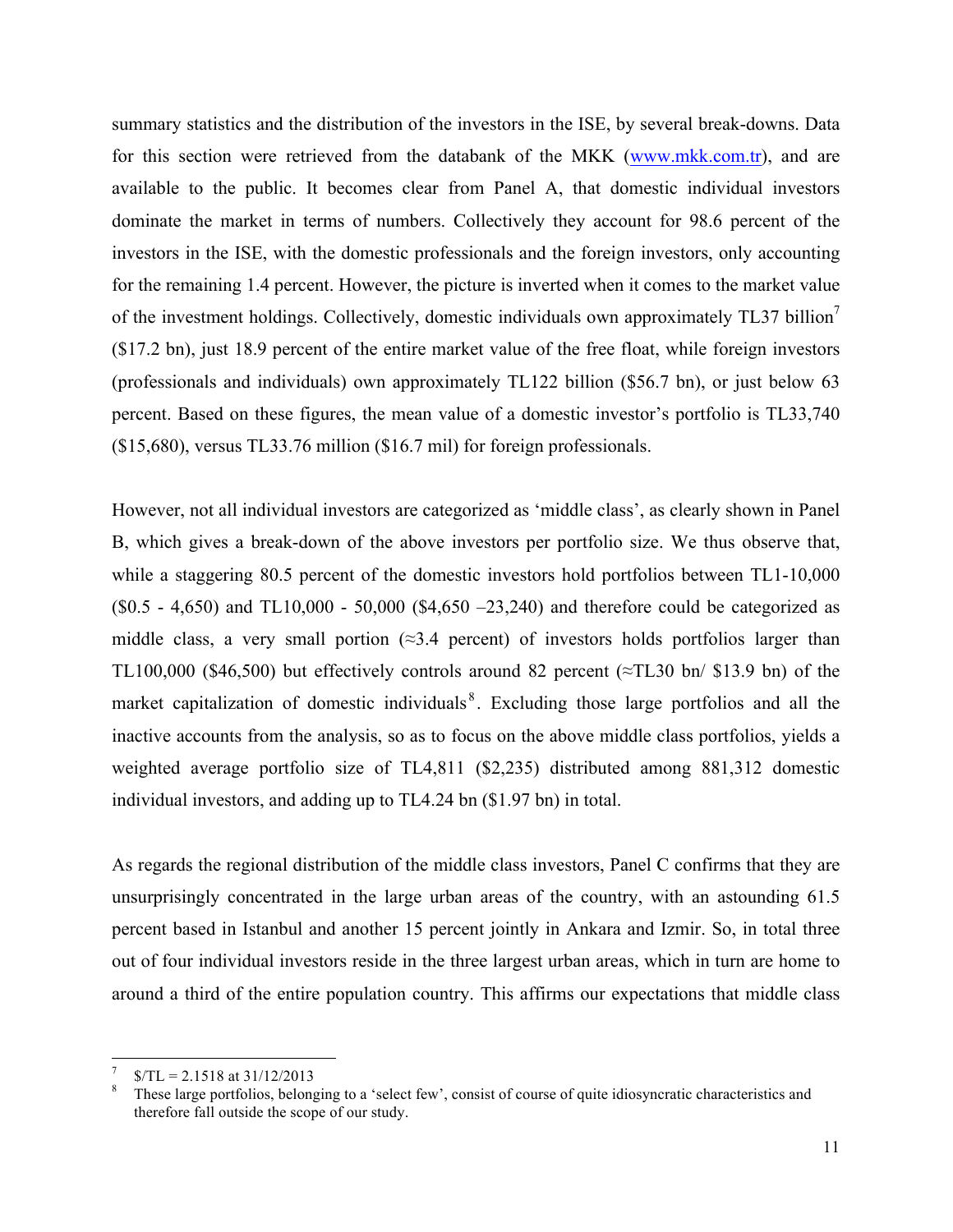summary statistics and the distribution of the investors in the ISE, by several break-downs. Data for this section were retrieved from the databank of the MKK (www.mkk.com.tr), and are available to the public. It becomes clear from Panel A, that domestic individual investors dominate the market in terms of numbers. Collectively they account for 98.6 percent of the investors in the ISE, with the domestic professionals and the foreign investors, only accounting for the remaining 1.4 percent. However, the picture is inverted when it comes to the market value of the investment holdings. Collectively, domestic individuals own approximately TL37 billion[7] ($17.2 bn), just 18.9 percent of the entire market value of the free float, while foreign investors (professionals and individuals) own approximately TL122 billion ($56.7 bn), or just below 63 percent. Based on these figures, the mean value of a domestic investor's portfolio is TL33,740 ($15,680), versus TL33.76 million ($16.7 mil) for foreign professionals.

However, not all individual investors are categorized as 'middle class', as clearly shown in Panel B, which gives a break-down of the above investors per portfolio size. We thus observe that, while a staggering 80.5 percent of the domestic investors hold portfolios between TL1-10,000 ($0.5 - 4,650) and TL10,000 - 50,000 ($4,650 –23,240) and therefore could be categorized as middle class, a very small portion (≈3.4 percent) of investors holds portfolios larger than TL100,000 ($46,500) but effectively controls around 82 percent (≈TL30 bn/ $13.9 bn) of the market capitalization of domestic individuals[8]. Excluding those large portfolios and all the inactive accounts from the analysis, so as to focus on the above middle class portfolios, yields a weighted average portfolio size of TL4,811 ($2,235) distributed among 881,312 domestic individual investors, and adding up to TL4.24 bn ($1.97 bn) in total.

As regards the regional distribution of the middle class investors, Panel C confirms that they are unsurprisingly concentrated in the large urban areas of the country, with an astounding 61.5 percent based in Istanbul and another 15 percent jointly in Ankara and Izmir. So, in total three out of four individual investors reside in the three largest urban areas, which in turn are home to around a third of the entire population country. This affirms our expectations that middle class

---

[7] $/TL = 2.1518 at 31/12/2013

[8] These large portfolios, belonging to a 'select few', consist of course of quite idiosyncratic characteristics and therefore fall outside the scope of our study.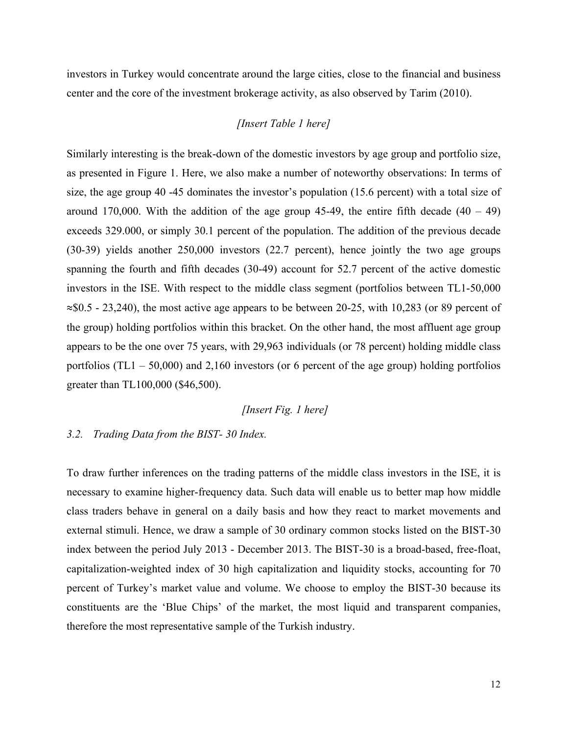investors in Turkey would concentrate around the large cities, close to the financial and business center and the core of the investment brokerage activity, as also observed by Tarim (2010).

*[Insert Table 1 here]*

Similarly interesting is the break-down of the domestic investors by age group and portfolio size, as presented in Figure 1. Here, we also make a number of noteworthy observations: In terms of size, the age group 40 -45 dominates the investor's population (15.6 percent) with a total size of around 170,000. With the addition of the age group 45-49, the entire fifth decade (40 – 49) exceeds 329.000, or simply 30.1 percent of the population. The addition of the previous decade (30-39) yields another 250,000 investors (22.7 percent), hence jointly the two age groups spanning the fourth and fifth decades (30-49) account for 52.7 percent of the active domestic investors in the ISE. With respect to the middle class segment (portfolios between TL1-50,000 ≈$0.5 - 23,240), the most active age appears to be between 20-25, with 10,283 (or 89 percent of the group) holding portfolios within this bracket. On the other hand, the most affluent age group appears to be the one over 75 years, with 29,963 individuals (or 78 percent) holding middle class portfolios (TL1 – 50,000) and 2,160 investors (or 6 percent of the age group) holding portfolios greater than TL100,000 ($46,500).

*[Insert Fig. 1 here]*

### *3.2. Trading Data from the BIST- 30 Index.*

To draw further inferences on the trading patterns of the middle class investors in the ISE, it is necessary to examine higher-frequency data. Such data will enable us to better map how middle class traders behave in general on a daily basis and how they react to market movements and external stimuli. Hence, we draw a sample of 30 ordinary common stocks listed on the BIST-30 index between the period July 2013 - December 2013. The BIST-30 is a broad-based, free-float, capitalization-weighted index of 30 high capitalization and liquidity stocks, accounting for 70 percent of Turkey's market value and volume. We choose to employ the BIST-30 because its constituents are the 'Blue Chips' of the market, the most liquid and transparent companies, therefore the most representative sample of the Turkish industry.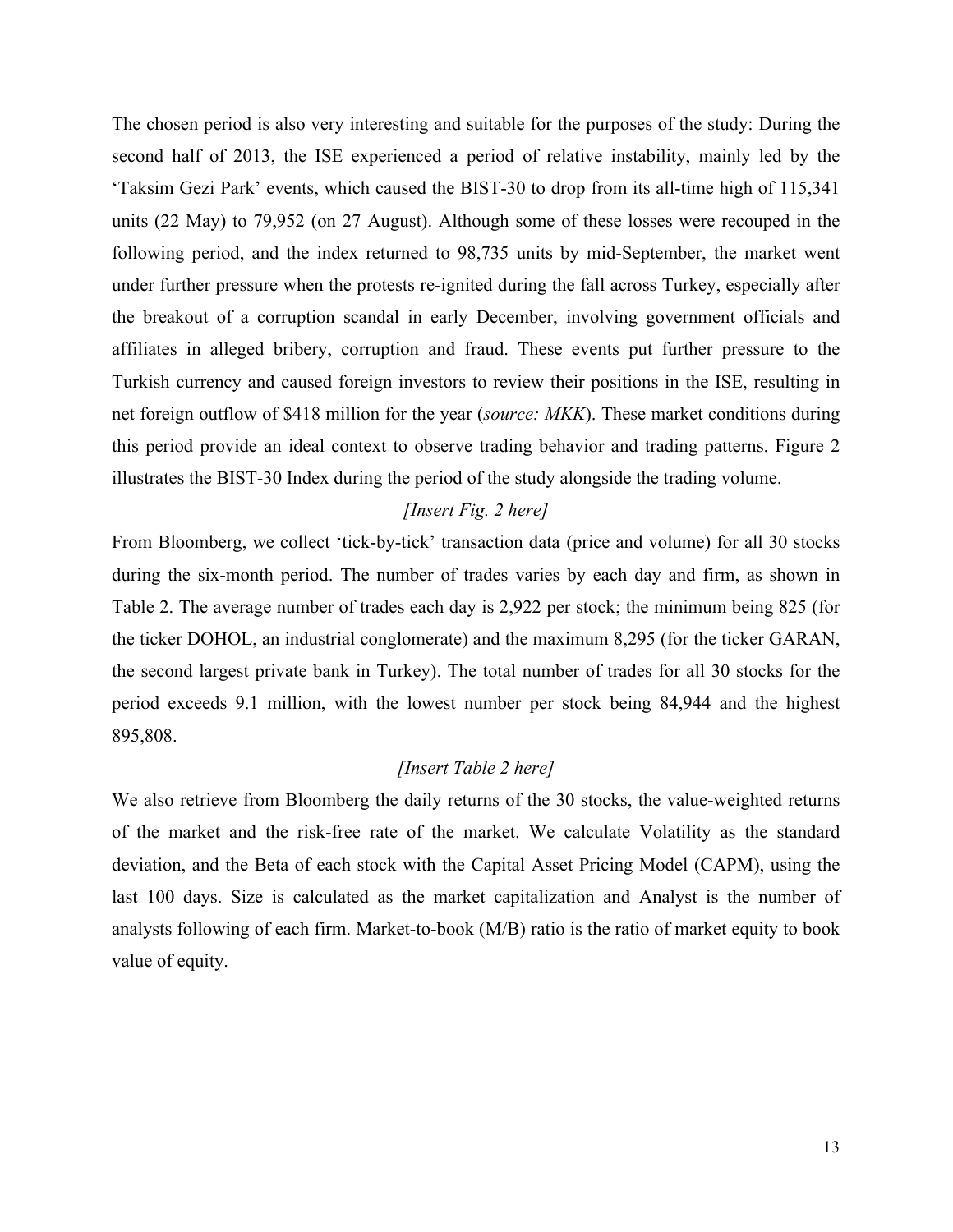The chosen period is also very interesting and suitable for the purposes of the study: During the second half of 2013, the ISE experienced a period of relative instability, mainly led by the 'Taksim Gezi Park' events, which caused the BIST-30 to drop from its all-time high of 115,341 units (22 May) to 79,952 (on 27 August). Although some of these losses were recouped in the following period, and the index returned to 98,735 units by mid-September, the market went under further pressure when the protests re-ignited during the fall across Turkey, especially after the breakout of a corruption scandal in early December, involving government officials and affiliates in alleged bribery, corruption and fraud. These events put further pressure to the Turkish currency and caused foreign investors to review their positions in the ISE, resulting in net foreign outflow of $418 million for the year (*source: MKK*). These market conditions during this period provide an ideal context to observe trading behavior and trading patterns. Figure 2 illustrates the BIST-30 Index during the period of the study alongside the trading volume.

*[Insert Fig. 2 here]*

From Bloomberg, we collect 'tick-by-tick' transaction data (price and volume) for all 30 stocks during the six-month period. The number of trades varies by each day and firm, as shown in Table 2. The average number of trades each day is 2,922 per stock; the minimum being 825 (for the ticker DOHOL, an industrial conglomerate) and the maximum 8,295 (for the ticker GARAN, the second largest private bank in Turkey). The total number of trades for all 30 stocks for the period exceeds 9.1 million, with the lowest number per stock being 84,944 and the highest 895,808.

*[Insert Table 2 here]*

We also retrieve from Bloomberg the daily returns of the 30 stocks, the value-weighted returns of the market and the risk-free rate of the market. We calculate Volatility as the standard deviation, and the Beta of each stock with the Capital Asset Pricing Model (CAPM), using the last 100 days. Size is calculated as the market capitalization and Analyst is the number of analysts following of each firm. Market-to-book (M/B) ratio is the ratio of market equity to book value of equity.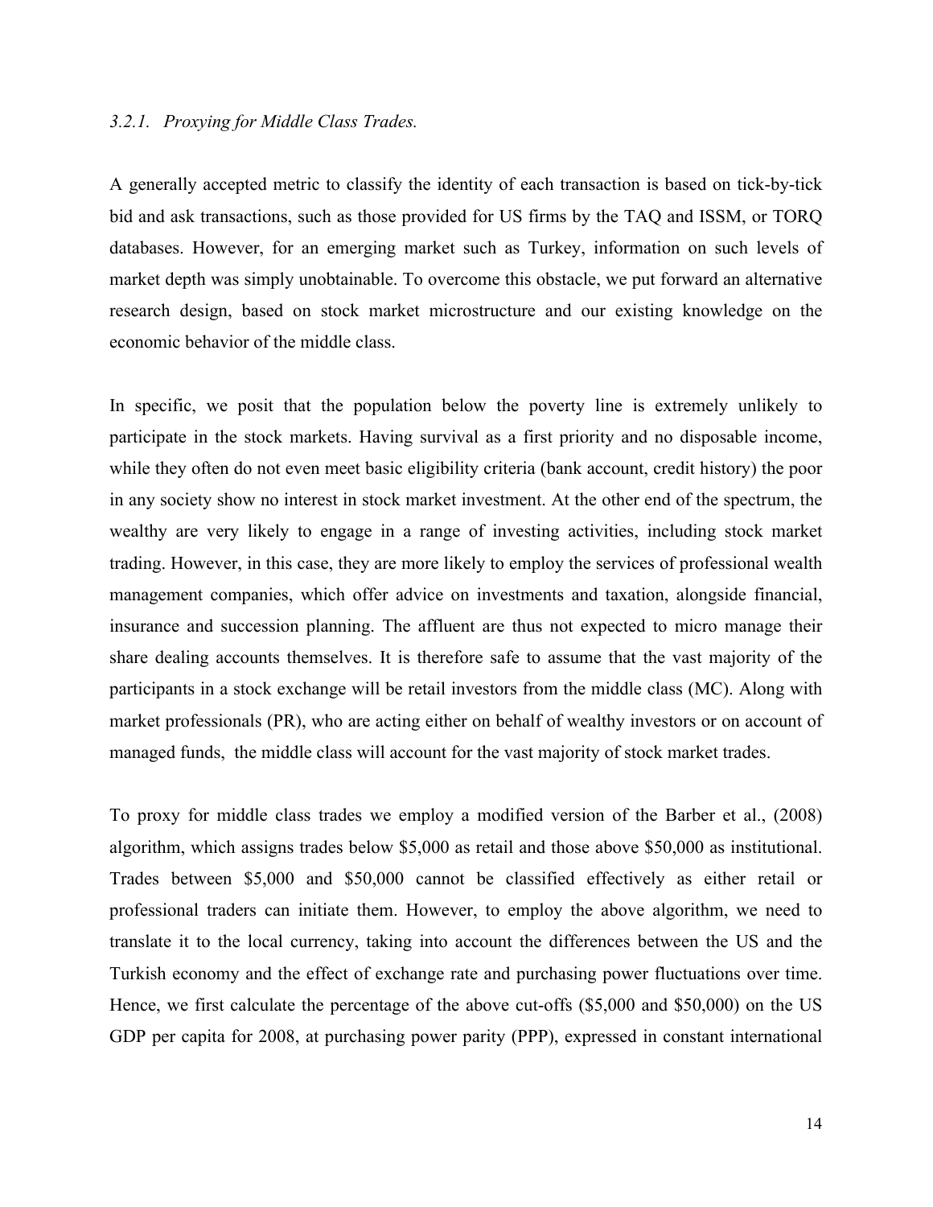### *3.2.1. Proxying for Middle Class Trades.*

A generally accepted metric to classify the identity of each transaction is based on tick-by-tick bid and ask transactions, such as those provided for US firms by the TAQ and ISSM, or TORQ databases. However, for an emerging market such as Turkey, information on such levels of market depth was simply unobtainable. To overcome this obstacle, we put forward an alternative research design, based on stock market microstructure and our existing knowledge on the economic behavior of the middle class.

In specific, we posit that the population below the poverty line is extremely unlikely to participate in the stock markets. Having survival as a first priority and no disposable income, while they often do not even meet basic eligibility criteria (bank account, credit history) the poor in any society show no interest in stock market investment. At the other end of the spectrum, the wealthy are very likely to engage in a range of investing activities, including stock market trading. However, in this case, they are more likely to employ the services of professional wealth management companies, which offer advice on investments and taxation, alongside financial, insurance and succession planning. The affluent are thus not expected to micro manage their share dealing accounts themselves. It is therefore safe to assume that the vast majority of the participants in a stock exchange will be retail investors from the middle class (MC). Along with market professionals (PR), who are acting either on behalf of wealthy investors or on account of managed funds, the middle class will account for the vast majority of stock market trades.

To proxy for middle class trades we employ a modified version of the Barber et al., (2008) algorithm, which assigns trades below $5,000 as retail and those above $50,000 as institutional. Trades between $5,000 and $50,000 cannot be classified effectively as either retail or professional traders can initiate them. However, to employ the above algorithm, we need to translate it to the local currency, taking into account the differences between the US and the Turkish economy and the effect of exchange rate and purchasing power fluctuations over time. Hence, we first calculate the percentage of the above cut-offs ($5,000 and $50,000) on the US GDP per capita for 2008, at purchasing power parity (PPP), expressed in constant international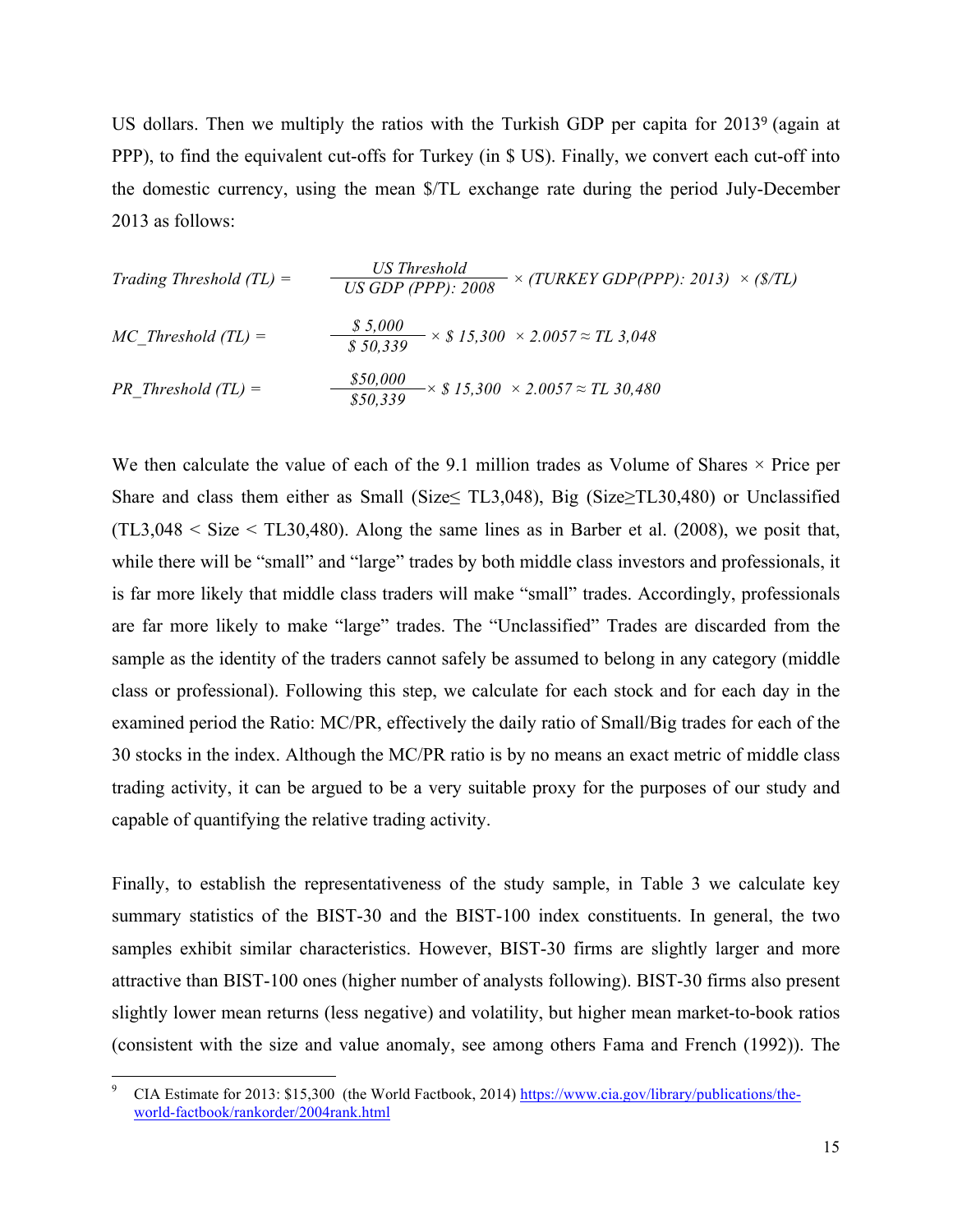US dollars. Then we multiply the ratios with the Turkish GDP per capita for 2013[9] (again at PPP), to find the equivalent cut-offs for Turkey (in $ US). Finally, we convert each cut-off into the domestic currency, using the mean $/TL exchange rate during the period July-December 2013 as follows:

$$\textit{Trading Threshold (TL)} = \frac{\textit{US Threshold}}{\textit{US GDP (PPP): 2008}} \times \textit{(TURKEY GDP(PPP): 2013)} \times \textit{(\$/TL)}$$

$$\textit{MC\_Threshold (TL)} = \frac{\$\ 5{,}000}{\$\ 50{,}339} \times \$\ 15{,}300 \times 2.0057 \approx \textit{TL } 3{,}048$$

$$\textit{PR\_Threshold (TL)} = \frac{\$50{,}000}{\$50{,}339} \times \$\ 15{,}300 \times 2.0057 \approx \textit{TL } 30{,}480$$

We then calculate the value of each of the 9.1 million trades as Volume of Shares × Price per Share and class them either as Small (Size≤ TL3,048), Big (Size≥TL30,480) or Unclassified (TL3,048 < Size < TL30,480). Along the same lines as in Barber et al. (2008), we posit that, while there will be "small" and "large" trades by both middle class investors and professionals, it is far more likely that middle class traders will make "small" trades. Accordingly, professionals are far more likely to make "large" trades. The "Unclassified" Trades are discarded from the sample as the identity of the traders cannot safely be assumed to belong in any category (middle class or professional). Following this step, we calculate for each stock and for each day in the examined period the Ratio: MC/PR, effectively the daily ratio of Small/Big trades for each of the 30 stocks in the index. Although the MC/PR ratio is by no means an exact metric of middle class trading activity, it can be argued to be a very suitable proxy for the purposes of our study and capable of quantifying the relative trading activity.

Finally, to establish the representativeness of the study sample, in Table 3 we calculate key summary statistics of the BIST-30 and the BIST-100 index constituents. In general, the two samples exhibit similar characteristics. However, BIST-30 firms are slightly larger and more attractive than BIST-100 ones (higher number of analysts following). BIST-30 firms also present slightly lower mean returns (less negative) and volatility, but higher mean market-to-book ratios (consistent with the size and value anomaly, see among others Fama and French (1992)). The

[9] CIA Estimate for 2013: $15,300 (the World Factbook, 2014) https://www.cia.gov/library/publications/the-world-factbook/rankorder/2004rank.html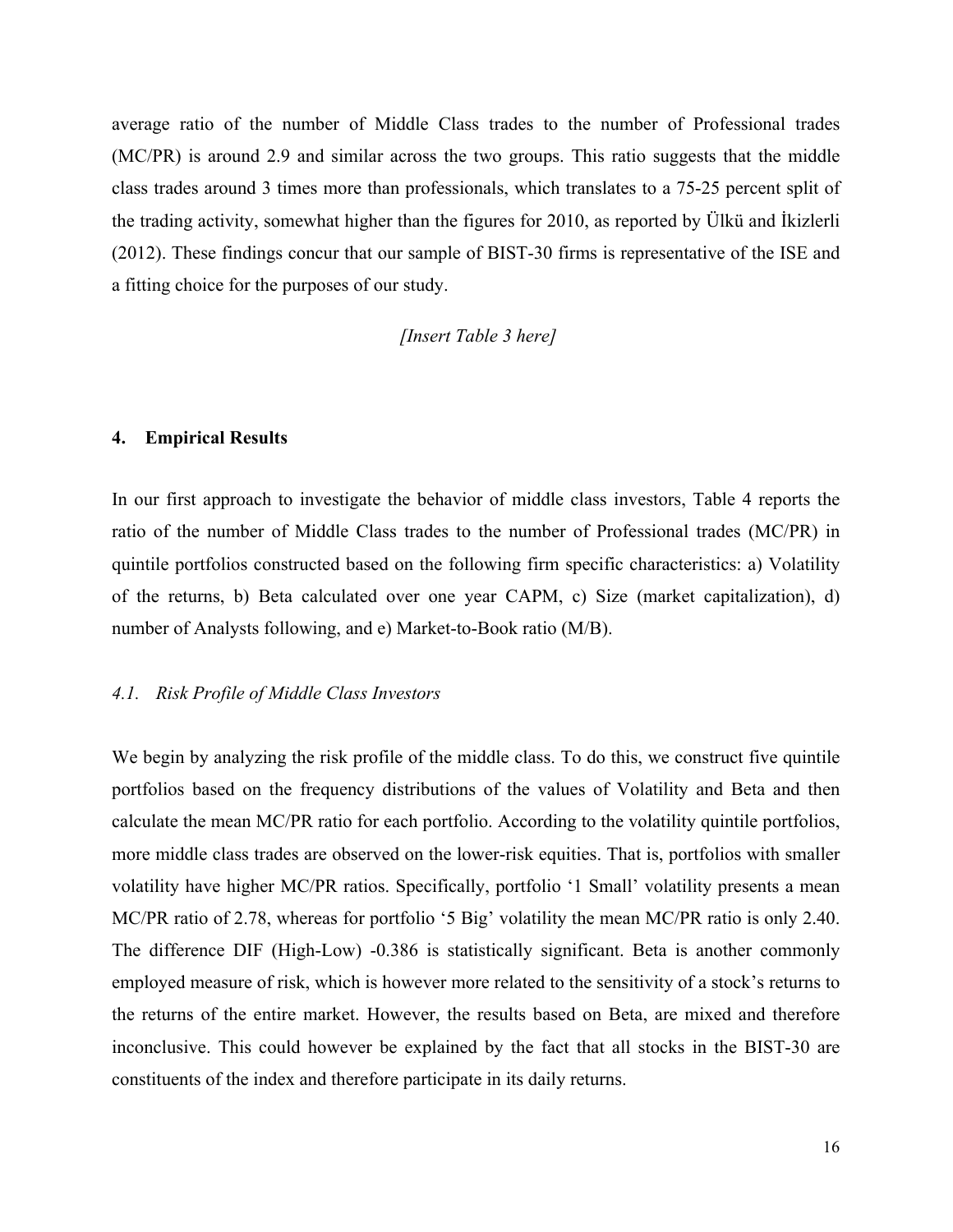average ratio of the number of Middle Class trades to the number of Professional trades (MC/PR) is around 2.9 and similar across the two groups. This ratio suggests that the middle class trades around 3 times more than professionals, which translates to a 75-25 percent split of the trading activity, somewhat higher than the figures for 2010, as reported by Ülkü and İkizlerli (2012). These findings concur that our sample of BIST-30 firms is representative of the ISE and a fitting choice for the purposes of our study.

*[Insert Table 3 here]*

## 4. Empirical Results

In our first approach to investigate the behavior of middle class investors, Table 4 reports the ratio of the number of Middle Class trades to the number of Professional trades (MC/PR) in quintile portfolios constructed based on the following firm specific characteristics: a) Volatility of the returns, b) Beta calculated over one year CAPM, c) Size (market capitalization), d) number of Analysts following, and e) Market-to-Book ratio (M/B).

### *4.1. Risk Profile of Middle Class Investors*

We begin by analyzing the risk profile of the middle class. To do this, we construct five quintile portfolios based on the frequency distributions of the values of Volatility and Beta and then calculate the mean MC/PR ratio for each portfolio. According to the volatility quintile portfolios, more middle class trades are observed on the lower-risk equities. That is, portfolios with smaller volatility have higher MC/PR ratios. Specifically, portfolio '1 Small' volatility presents a mean MC/PR ratio of 2.78, whereas for portfolio '5 Big' volatility the mean MC/PR ratio is only 2.40. The difference DIF (High-Low) -0.386 is statistically significant. Beta is another commonly employed measure of risk, which is however more related to the sensitivity of a stock's returns to the returns of the entire market. However, the results based on Beta, are mixed and therefore inconclusive. This could however be explained by the fact that all stocks in the BIST-30 are constituents of the index and therefore participate in its daily returns.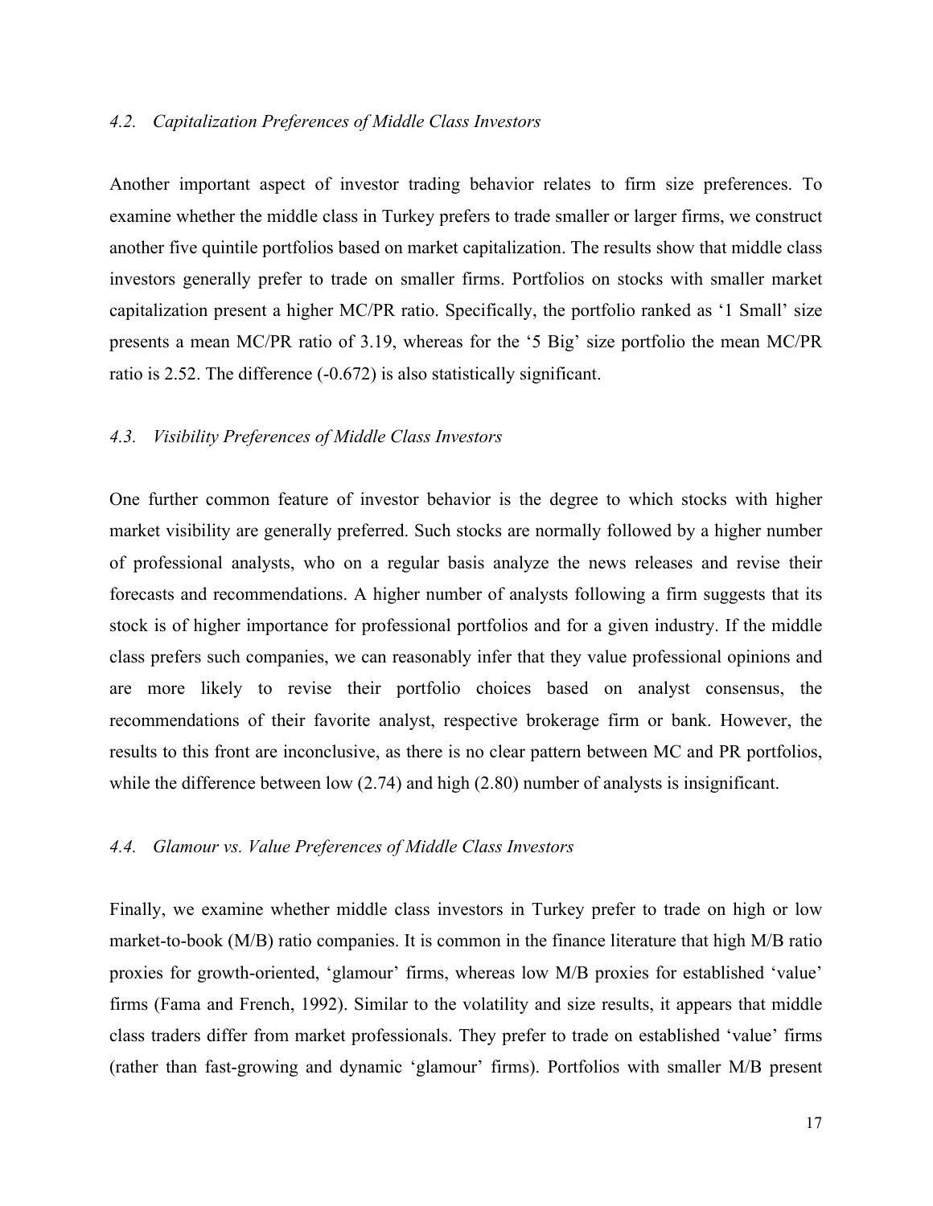### *4.2. Capitalization Preferences of Middle Class Investors*

Another important aspect of investor trading behavior relates to firm size preferences. To examine whether the middle class in Turkey prefers to trade smaller or larger firms, we construct another five quintile portfolios based on market capitalization. The results show that middle class investors generally prefer to trade on smaller firms. Portfolios on stocks with smaller market capitalization present a higher MC/PR ratio. Specifically, the portfolio ranked as '1 Small' size presents a mean MC/PR ratio of 3.19, whereas for the '5 Big' size portfolio the mean MC/PR ratio is 2.52. The difference (-0.672) is also statistically significant.

### *4.3. Visibility Preferences of Middle Class Investors*

One further common feature of investor behavior is the degree to which stocks with higher market visibility are generally preferred. Such stocks are normally followed by a higher number of professional analysts, who on a regular basis analyze the news releases and revise their forecasts and recommendations. A higher number of analysts following a firm suggests that its stock is of higher importance for professional portfolios and for a given industry. If the middle class prefers such companies, we can reasonably infer that they value professional opinions and are more likely to revise their portfolio choices based on analyst consensus, the recommendations of their favorite analyst, respective brokerage firm or bank. However, the results to this front are inconclusive, as there is no clear pattern between MC and PR portfolios, while the difference between low (2.74) and high (2.80) number of analysts is insignificant.

### *4.4. Glamour vs. Value Preferences of Middle Class Investors*

Finally, we examine whether middle class investors in Turkey prefer to trade on high or low market-to-book (M/B) ratio companies. It is common in the finance literature that high M/B ratio proxies for growth-oriented, 'glamour' firms, whereas low M/B proxies for established 'value' firms (Fama and French, 1992). Similar to the volatility and size results, it appears that middle class traders differ from market professionals. They prefer to trade on established 'value' firms (rather than fast-growing and dynamic 'glamour' firms). Portfolios with smaller M/B present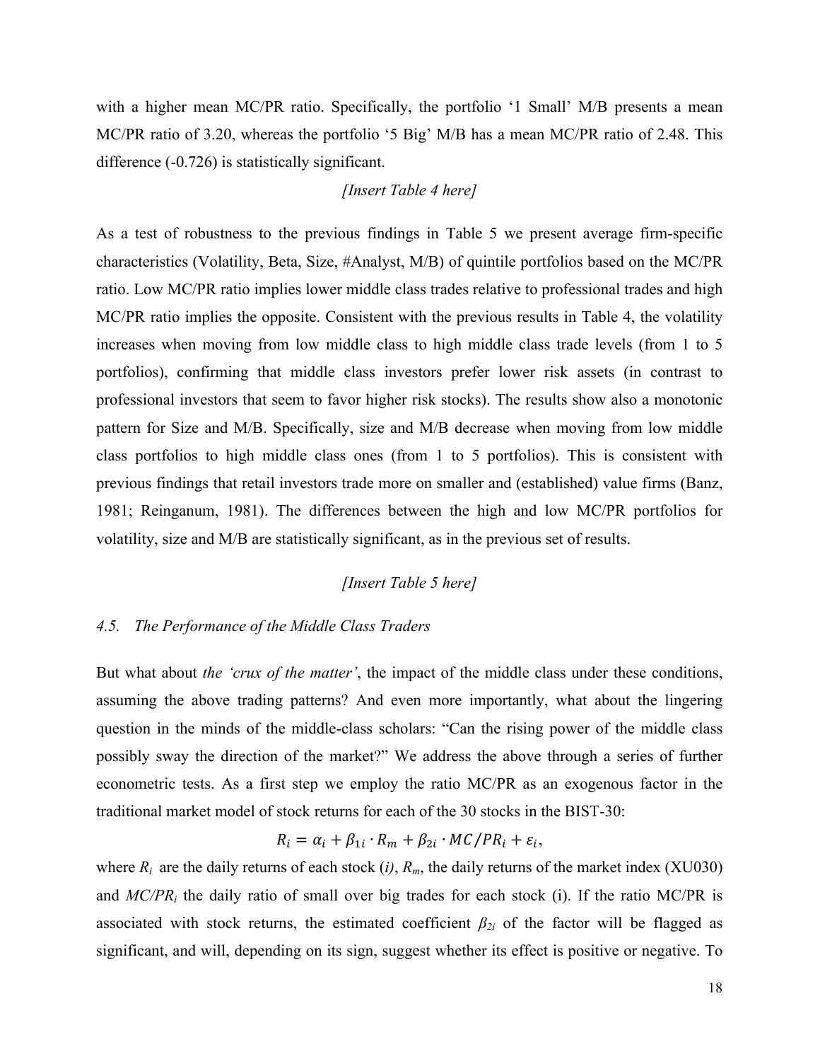with a higher mean MC/PR ratio. Specifically, the portfolio '1 Small' M/B presents a mean MC/PR ratio of 3.20, whereas the portfolio '5 Big' M/B has a mean MC/PR ratio of 2.48. This difference (-0.726) is statistically significant.

*[Insert Table 4 here]*

As a test of robustness to the previous findings in Table 5 we present average firm-specific characteristics (Volatility, Beta, Size, #Analyst, M/B) of quintile portfolios based on the MC/PR ratio. Low MC/PR ratio implies lower middle class trades relative to professional trades and high MC/PR ratio implies the opposite. Consistent with the previous results in Table 4, the volatility increases when moving from low middle class to high middle class trade levels (from 1 to 5 portfolios), confirming that middle class investors prefer lower risk assets (in contrast to professional investors that seem to favor higher risk stocks). The results show also a monotonic pattern for Size and M/B. Specifically, size and M/B decrease when moving from low middle class portfolios to high middle class ones (from 1 to 5 portfolios). This is consistent with previous findings that retail investors trade more on smaller and (established) value firms (Banz, 1981; Reinganum, 1981). The differences between the high and low MC/PR portfolios for volatility, size and M/B are statistically significant, as in the previous set of results.

*[Insert Table 5 here]*

### *4.5. The Performance of the Middle Class Traders*

But what about *the 'crux of the matter'*, the impact of the middle class under these conditions, assuming the above trading patterns? And even more importantly, what about the lingering question in the minds of the middle-class scholars: "Can the rising power of the middle class possibly sway the direction of the market?" We address the above through a series of further econometric tests. As a first step we employ the ratio MC/PR as an exogenous factor in the traditional market model of stock returns for each of the 30 stocks in the BIST-30:

$$R_i = \alpha_i + \beta_{1i} \cdot R_m + \beta_{2i} \cdot MC/PR_i + \varepsilon_i,$$

where $R_i$ are the daily returns of each stock (*i*), $R_m$, the daily returns of the market index (XU030) and $MC/PR_i$ the daily ratio of small over big trades for each stock (i). If the ratio MC/PR is associated with stock returns, the estimated coefficient $\beta_{2i}$ of the factor will be flagged as significant, and will, depending on its sign, suggest whether its effect is positive or negative. To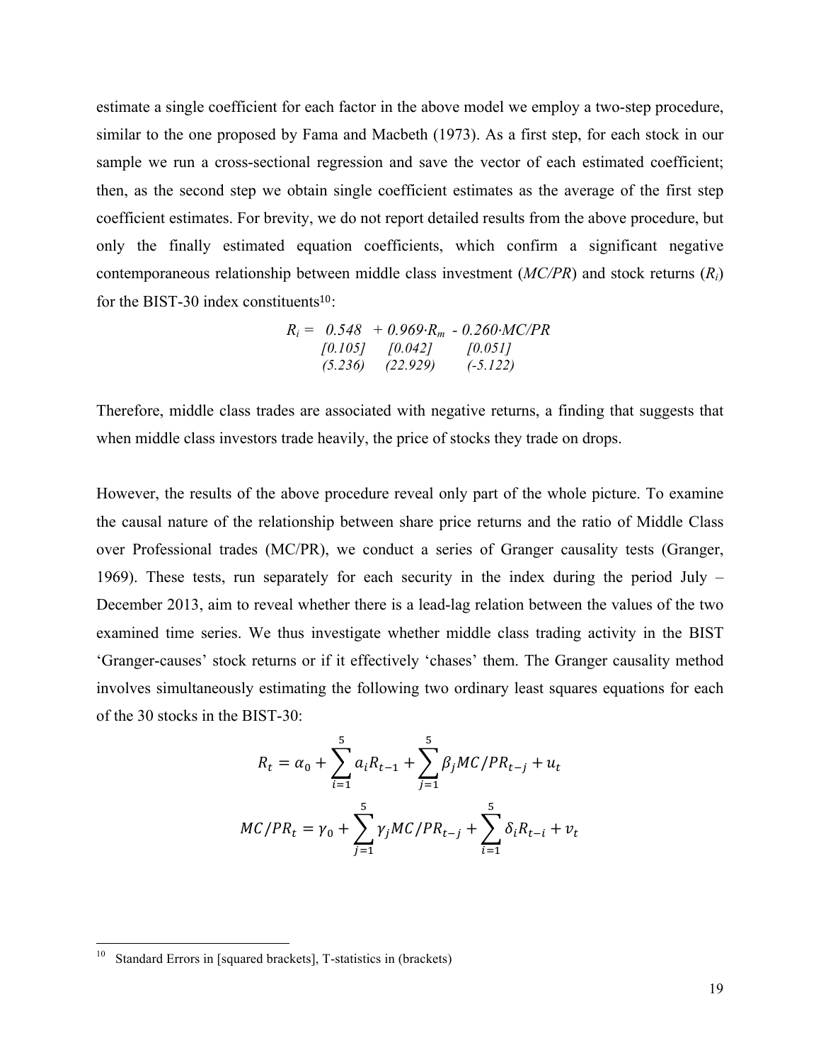estimate a single coefficient for each factor in the above model we employ a two-step procedure, similar to the one proposed by Fama and Macbeth (1973). As a first step, for each stock in our sample we run a cross-sectional regression and save the vector of each estimated coefficient; then, as the second step we obtain single coefficient estimates as the average of the first step coefficient estimates. For brevity, we do not report detailed results from the above procedure, but only the finally estimated equation coefficients, which confirm a significant negative contemporaneous relationship between middle class investment (*MC/PR*) and stock returns ($R_i$) for the BIST-30 index constituents[10]:

$$
\begin{aligned}
R_i = \; & 0.548 \; + 0.969 \cdot R_m \; - 0.260 \cdot MC/PR \\
& [0.105] \quad\;\; [0.042] \quad\quad\;\; [0.051] \\
& (5.236) \quad (22.929) \quad\quad (-5.122)
\end{aligned}
$$

Therefore, middle class trades are associated with negative returns, a finding that suggests that when middle class investors trade heavily, the price of stocks they trade on drops.

However, the results of the above procedure reveal only part of the whole picture. To examine the causal nature of the relationship between share price returns and the ratio of Middle Class over Professional trades (MC/PR), we conduct a series of Granger causality tests (Granger, 1969). These tests, run separately for each security in the index during the period July – December 2013, aim to reveal whether there is a lead-lag relation between the values of the two examined time series. We thus investigate whether middle class trading activity in the BIST 'Granger-causes' stock returns or if it effectively 'chases' them. The Granger causality method involves simultaneously estimating the following two ordinary least squares equations for each of the 30 stocks in the BIST-30:

$$R_t = \alpha_0 + \sum_{i=1}^{5} a_i R_{t-1} + \sum_{j=1}^{5} \beta_j MC/PR_{t-j} + u_t$$

$$MC/PR_t = \gamma_0 + \sum_{j=1}^{5} \gamma_j MC/PR_{t-j} + \sum_{i=1}^{5} \delta_i R_{t-i} + v_t$$

[10] Standard Errors in [squared brackets], T-statistics in (brackets)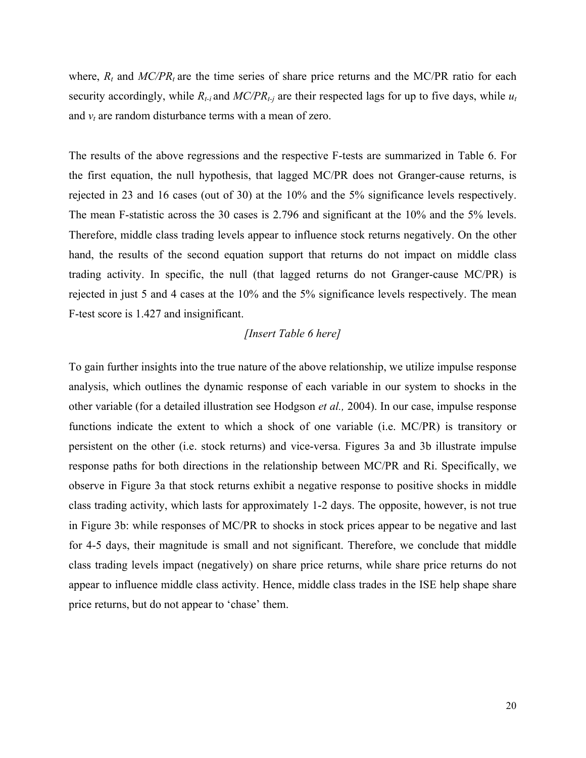where, $R_t$ and $MC/PR_t$ are the time series of share price returns and the MC/PR ratio for each security accordingly, while $R_{t-i}$ and $MC/PR_{t-j}$ are their respected lags for up to five days, while $u_t$ and $v_t$ are random disturbance terms with a mean of zero.

The results of the above regressions and the respective F-tests are summarized in Table 6. For the first equation, the null hypothesis, that lagged MC/PR does not Granger-cause returns, is rejected in 23 and 16 cases (out of 30) at the 10% and the 5% significance levels respectively. The mean F-statistic across the 30 cases is 2.796 and significant at the 10% and the 5% levels. Therefore, middle class trading levels appear to influence stock returns negatively. On the other hand, the results of the second equation support that returns do not impact on middle class trading activity. In specific, the null (that lagged returns do not Granger-cause MC/PR) is rejected in just 5 and 4 cases at the 10% and the 5% significance levels respectively. The mean F-test score is 1.427 and insignificant.

*[Insert Table 6 here]*

To gain further insights into the true nature of the above relationship, we utilize impulse response analysis, which outlines the dynamic response of each variable in our system to shocks in the other variable (for a detailed illustration see Hodgson *et al.,* 2004). In our case, impulse response functions indicate the extent to which a shock of one variable (i.e. MC/PR) is transitory or persistent on the other (i.e. stock returns) and vice-versa. Figures 3a and 3b illustrate impulse response paths for both directions in the relationship between MC/PR and Ri. Specifically, we observe in Figure 3a that stock returns exhibit a negative response to positive shocks in middle class trading activity, which lasts for approximately 1-2 days. The opposite, however, is not true in Figure 3b: while responses of MC/PR to shocks in stock prices appear to be negative and last for 4-5 days, their magnitude is small and not significant. Therefore, we conclude that middle class trading levels impact (negatively) on share price returns, while share price returns do not appear to influence middle class activity. Hence, middle class trades in the ISE help shape share price returns, but do not appear to 'chase' them.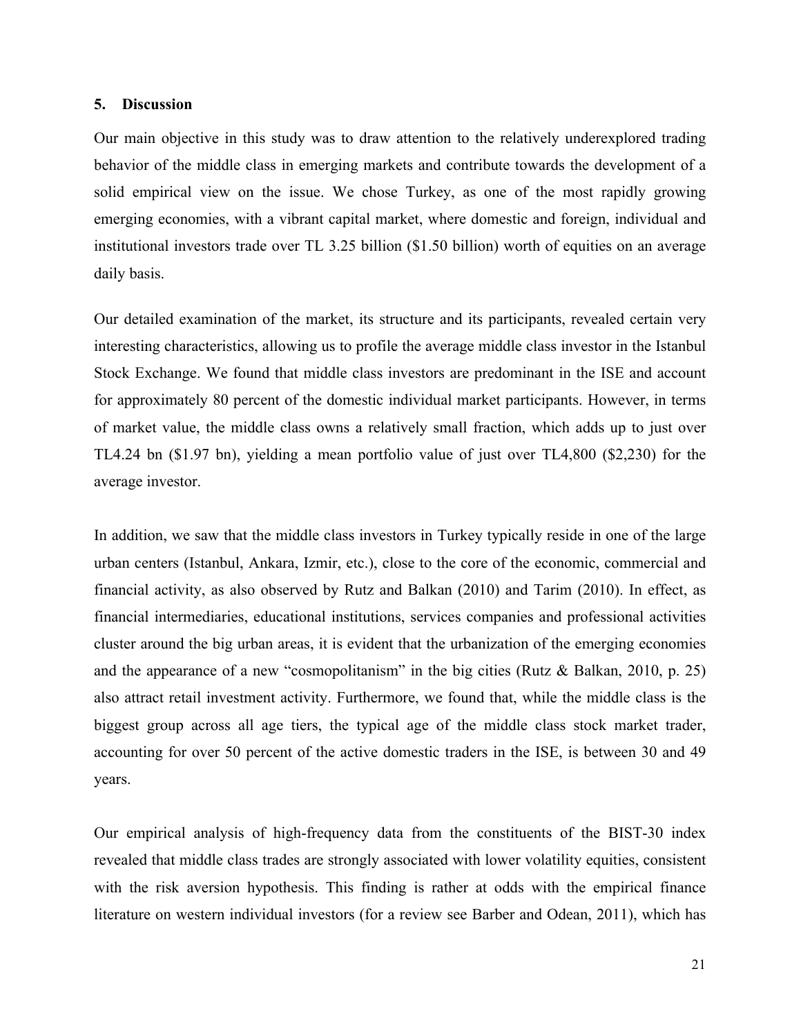## 5. Discussion

Our main objective in this study was to draw attention to the relatively underexplored trading behavior of the middle class in emerging markets and contribute towards the development of a solid empirical view on the issue. We chose Turkey, as one of the most rapidly growing emerging economies, with a vibrant capital market, where domestic and foreign, individual and institutional investors trade over TL 3.25 billion ($1.50 billion) worth of equities on an average daily basis.

Our detailed examination of the market, its structure and its participants, revealed certain very interesting characteristics, allowing us to profile the average middle class investor in the Istanbul Stock Exchange. We found that middle class investors are predominant in the ISE and account for approximately 80 percent of the domestic individual market participants. However, in terms of market value, the middle class owns a relatively small fraction, which adds up to just over TL4.24 bn ($1.97 bn), yielding a mean portfolio value of just over TL4,800 ($2,230) for the average investor.

In addition, we saw that the middle class investors in Turkey typically reside in one of the large urban centers (Istanbul, Ankara, Izmir, etc.), close to the core of the economic, commercial and financial activity, as also observed by Rutz and Balkan (2010) and Tarim (2010). In effect, as financial intermediaries, educational institutions, services companies and professional activities cluster around the big urban areas, it is evident that the urbanization of the emerging economies and the appearance of a new "cosmopolitanism" in the big cities (Rutz & Balkan, 2010, p. 25) also attract retail investment activity. Furthermore, we found that, while the middle class is the biggest group across all age tiers, the typical age of the middle class stock market trader, accounting for over 50 percent of the active domestic traders in the ISE, is between 30 and 49 years.

Our empirical analysis of high-frequency data from the constituents of the BIST-30 index revealed that middle class trades are strongly associated with lower volatility equities, consistent with the risk aversion hypothesis. This finding is rather at odds with the empirical finance literature on western individual investors (for a review see Barber and Odean, 2011), which has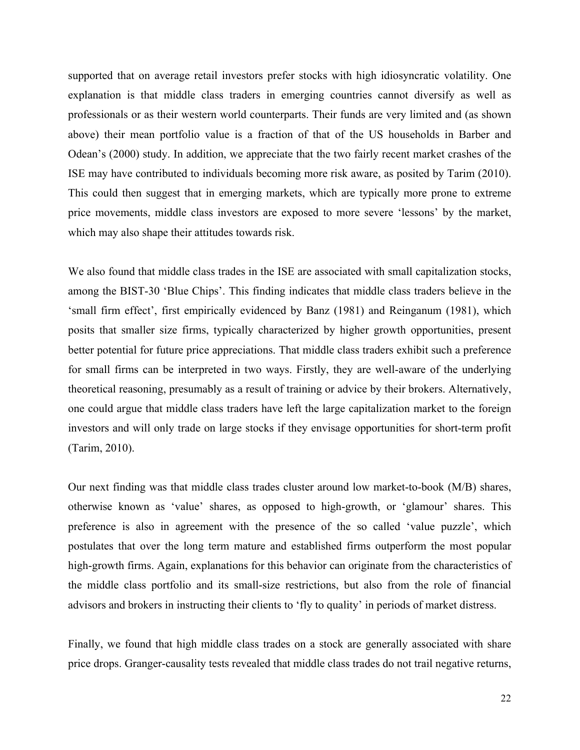supported that on average retail investors prefer stocks with high idiosyncratic volatility. One explanation is that middle class traders in emerging countries cannot diversify as well as professionals or as their western world counterparts. Their funds are very limited and (as shown above) their mean portfolio value is a fraction of that of the US households in Barber and Odean's (2000) study. In addition, we appreciate that the two fairly recent market crashes of the ISE may have contributed to individuals becoming more risk aware, as posited by Tarim (2010). This could then suggest that in emerging markets, which are typically more prone to extreme price movements, middle class investors are exposed to more severe 'lessons' by the market, which may also shape their attitudes towards risk.

We also found that middle class trades in the ISE are associated with small capitalization stocks, among the BIST-30 'Blue Chips'. This finding indicates that middle class traders believe in the 'small firm effect', first empirically evidenced by Banz (1981) and Reinganum (1981), which posits that smaller size firms, typically characterized by higher growth opportunities, present better potential for future price appreciations. That middle class traders exhibit such a preference for small firms can be interpreted in two ways. Firstly, they are well-aware of the underlying theoretical reasoning, presumably as a result of training or advice by their brokers. Alternatively, one could argue that middle class traders have left the large capitalization market to the foreign investors and will only trade on large stocks if they envisage opportunities for short-term profit (Tarim, 2010).

Our next finding was that middle class trades cluster around low market-to-book (M/B) shares, otherwise known as 'value' shares, as opposed to high-growth, or 'glamour' shares. This preference is also in agreement with the presence of the so called 'value puzzle', which postulates that over the long term mature and established firms outperform the most popular high-growth firms. Again, explanations for this behavior can originate from the characteristics of the middle class portfolio and its small-size restrictions, but also from the role of financial advisors and brokers in instructing their clients to 'fly to quality' in periods of market distress.

Finally, we found that high middle class trades on a stock are generally associated with share price drops. Granger-causality tests revealed that middle class trades do not trail negative returns,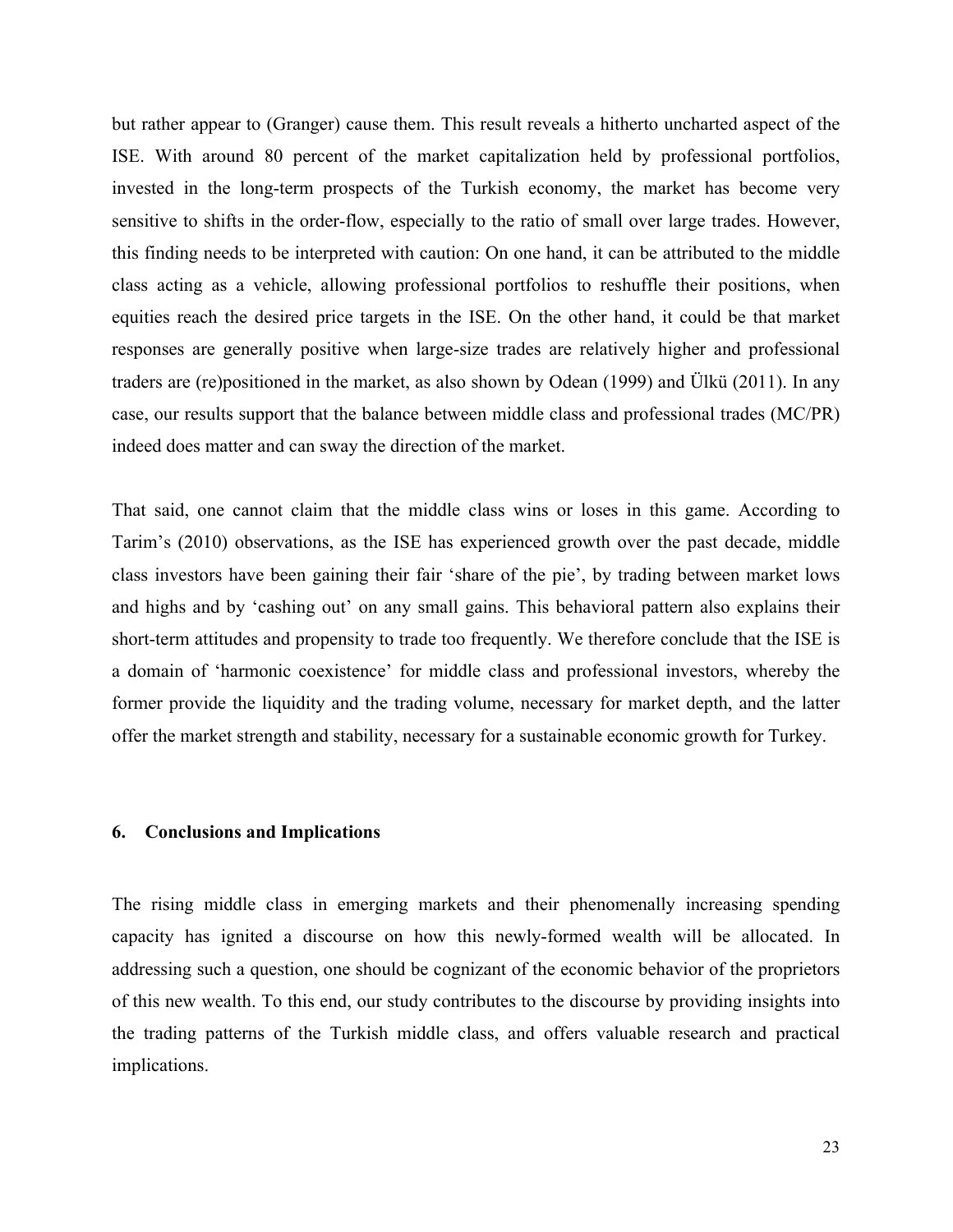but rather appear to (Granger) cause them. This result reveals a hitherto uncharted aspect of the ISE. With around 80 percent of the market capitalization held by professional portfolios, invested in the long-term prospects of the Turkish economy, the market has become very sensitive to shifts in the order-flow, especially to the ratio of small over large trades. However, this finding needs to be interpreted with caution: On one hand, it can be attributed to the middle class acting as a vehicle, allowing professional portfolios to reshuffle their positions, when equities reach the desired price targets in the ISE. On the other hand, it could be that market responses are generally positive when large-size trades are relatively higher and professional traders are (re)positioned in the market, as also shown by Odean (1999) and Ülkü (2011). In any case, our results support that the balance between middle class and professional trades (MC/PR) indeed does matter and can sway the direction of the market.

That said, one cannot claim that the middle class wins or loses in this game. According to Tarim's (2010) observations, as the ISE has experienced growth over the past decade, middle class investors have been gaining their fair 'share of the pie', by trading between market lows and highs and by 'cashing out' on any small gains. This behavioral pattern also explains their short-term attitudes and propensity to trade too frequently. We therefore conclude that the ISE is a domain of 'harmonic coexistence' for middle class and professional investors, whereby the former provide the liquidity and the trading volume, necessary for market depth, and the latter offer the market strength and stability, necessary for a sustainable economic growth for Turkey.

## 6. Conclusions and Implications

The rising middle class in emerging markets and their phenomenally increasing spending capacity has ignited a discourse on how this newly-formed wealth will be allocated. In addressing such a question, one should be cognizant of the economic behavior of the proprietors of this new wealth. To this end, our study contributes to the discourse by providing insights into the trading patterns of the Turkish middle class, and offers valuable research and practical implications.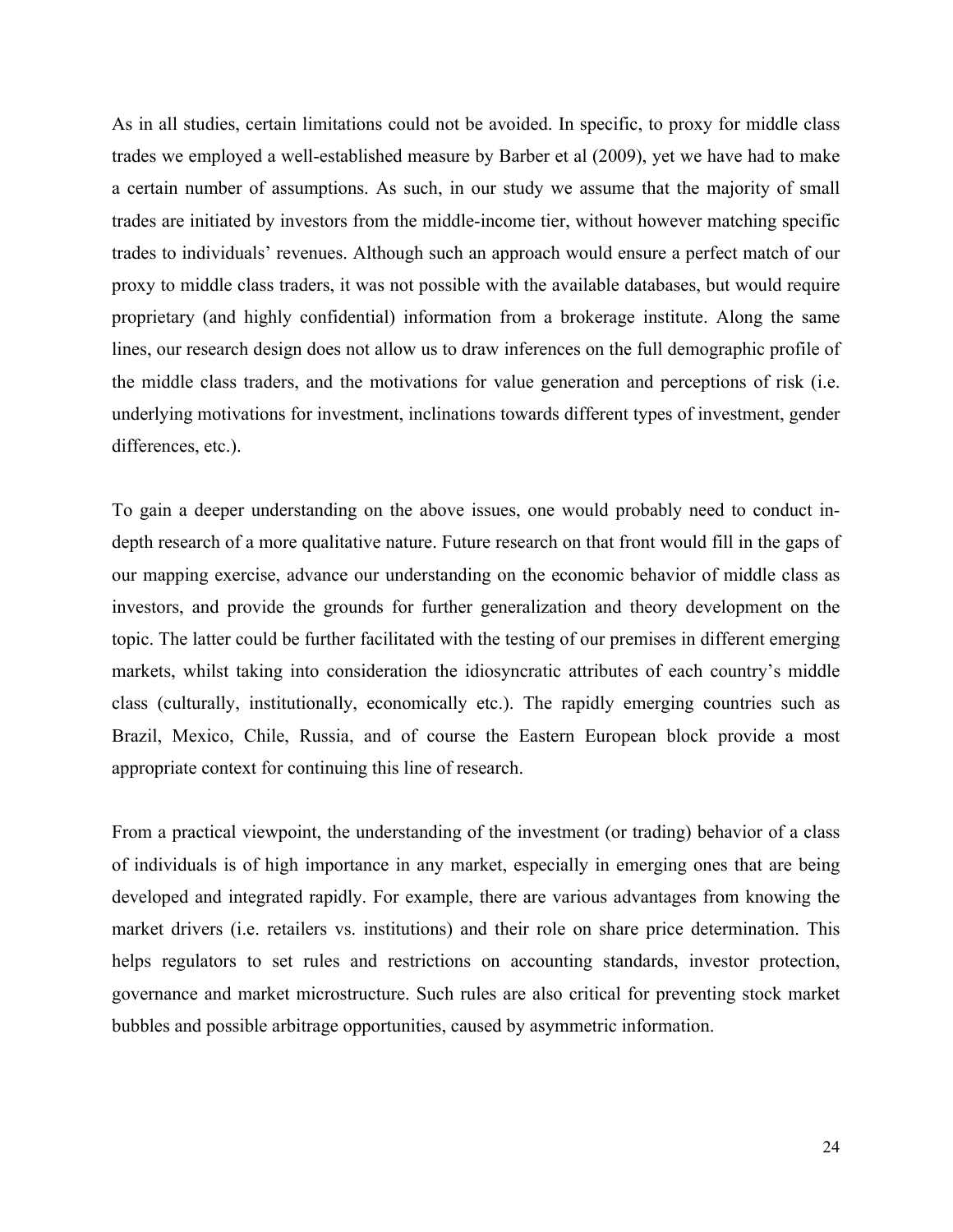As in all studies, certain limitations could not be avoided. In specific, to proxy for middle class trades we employed a well-established measure by Barber et al (2009), yet we have had to make a certain number of assumptions. As such, in our study we assume that the majority of small trades are initiated by investors from the middle-income tier, without however matching specific trades to individuals' revenues. Although such an approach would ensure a perfect match of our proxy to middle class traders, it was not possible with the available databases, but would require proprietary (and highly confidential) information from a brokerage institute. Along the same lines, our research design does not allow us to draw inferences on the full demographic profile of the middle class traders, and the motivations for value generation and perceptions of risk (i.e. underlying motivations for investment, inclinations towards different types of investment, gender differences, etc.).

To gain a deeper understanding on the above issues, one would probably need to conduct in-depth research of a more qualitative nature. Future research on that front would fill in the gaps of our mapping exercise, advance our understanding on the economic behavior of middle class as investors, and provide the grounds for further generalization and theory development on the topic. The latter could be further facilitated with the testing of our premises in different emerging markets, whilst taking into consideration the idiosyncratic attributes of each country's middle class (culturally, institutionally, economically etc.). The rapidly emerging countries such as Brazil, Mexico, Chile, Russia, and of course the Eastern European block provide a most appropriate context for continuing this line of research.

From a practical viewpoint, the understanding of the investment (or trading) behavior of a class of individuals is of high importance in any market, especially in emerging ones that are being developed and integrated rapidly. For example, there are various advantages from knowing the market drivers (i.e. retailers vs. institutions) and their role on share price determination. This helps regulators to set rules and restrictions on accounting standards, investor protection, governance and market microstructure. Such rules are also critical for preventing stock market bubbles and possible arbitrage opportunities, caused by asymmetric information.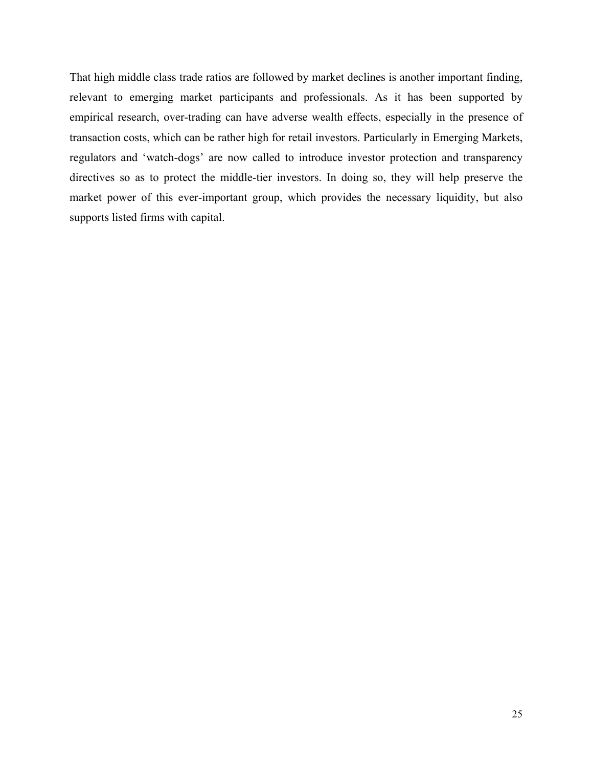That high middle class trade ratios are followed by market declines is another important finding, relevant to emerging market participants and professionals. As it has been supported by empirical research, over-trading can have adverse wealth effects, especially in the presence of transaction costs, which can be rather high for retail investors. Particularly in Emerging Markets, regulators and 'watch-dogs' are now called to introduce investor protection and transparency directives so as to protect the middle-tier investors. In doing so, they will help preserve the market power of this ever-important group, which provides the necessary liquidity, but also supports listed firms with capital.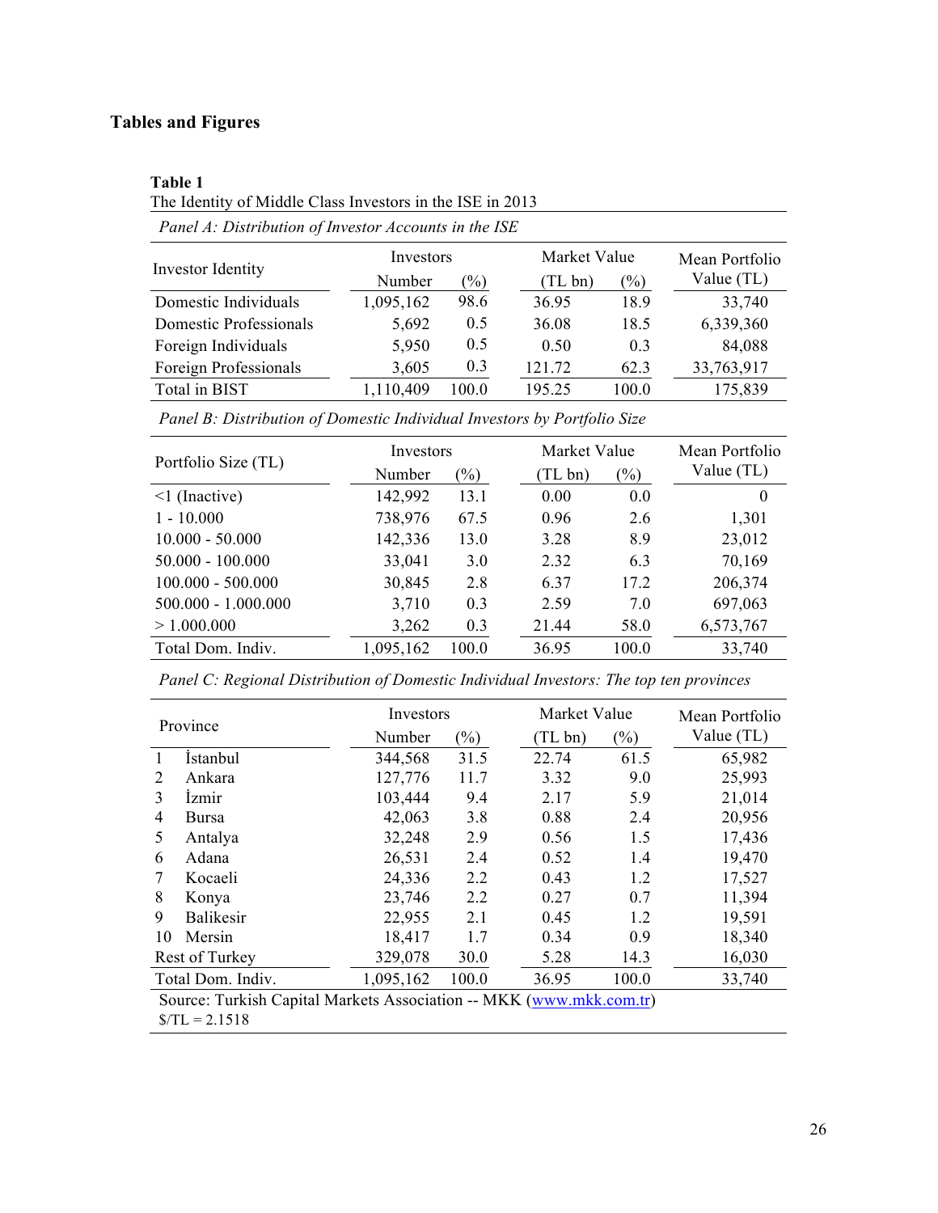# Tables and Figures

**Table 1**

The Identity of Middle Class Investors in the ISE in 2013

*Panel A: Distribution of Investor Accounts in the ISE*

| Investor Identity | Investors | | Market Value | | Mean Portfolio Value (TL) |
|---|---|---|---|---|---|
| | Number | (%) | (TL bn) | (%) | |
| Domestic Individuals | 1,095,162 | 98.6 | 36.95 | 18.9 | 33,740 |
| Domestic Professionals | 5,692 | 0.5 | 36.08 | 18.5 | 6,339,360 |
| Foreign Individuals | 5,950 | 0.5 | 0.50 | 0.3 | 84,088 |
| Foreign Professionals | 3,605 | 0.3 | 121.72 | 62.3 | 33,763,917 |
| Total in BIST | 1,110,409 | 100.0 | 195.25 | 100.0 | 175,839 |

*Panel B: Distribution of Domestic Individual Investors by Portfolio Size*

| Portfolio Size (TL) | Investors | | Market Value | | Mean Portfolio Value (TL) |
|---|---|---|---|---|---|
| | Number | (%) | (TL bn) | (%) | |
| <1 (Inactive) | 142,992 | 13.1 | 0.00 | 0.0 | 0 |
| 1 - 10.000 | 738,976 | 67.5 | 0.96 | 2.6 | 1,301 |
| 10.000 - 50.000 | 142,336 | 13.0 | 3.28 | 8.9 | 23,012 |
| 50.000 - 100.000 | 33,041 | 3.0 | 2.32 | 6.3 | 70,169 |
| 100.000 - 500.000 | 30,845 | 2.8 | 6.37 | 17.2 | 206,374 |
| 500.000 - 1.000.000 | 3,710 | 0.3 | 2.59 | 7.0 | 697,063 |
| > 1.000.000 | 3,262 | 0.3 | 21.44 | 58.0 | 6,573,767 |
| Total Dom. Indiv. | 1,095,162 | 100.0 | 36.95 | 100.0 | 33,740 |

*Panel C: Regional Distribution of Domestic Individual Investors: The top ten provinces*

| Province | Investors | | Market Value | | Mean Portfolio Value (TL) |
|---|---|---|---|---|---|
| | Number | (%) | (TL bn) | (%) | |
| 1 İstanbul | 344,568 | 31.5 | 22.74 | 61.5 | 65,982 |
| 2 Ankara | 127,776 | 11.7 | 3.32 | 9.0 | 25,993 |
| 3 İzmir | 103,444 | 9.4 | 2.17 | 5.9 | 21,014 |
| 4 Bursa | 42,063 | 3.8 | 0.88 | 2.4 | 20,956 |
| 5 Antalya | 32,248 | 2.9 | 0.56 | 1.5 | 17,436 |
| 6 Adana | 26,531 | 2.4 | 0.52 | 1.4 | 19,470 |
| 7 Kocaeli | 24,336 | 2.2 | 0.43 | 1.2 | 17,527 |
| 8 Konya | 23,746 | 2.2 | 0.27 | 0.7 | 11,394 |
| 9 Balikesir | 22,955 | 2.1 | 0.45 | 1.2 | 19,591 |
| 10 Mersin | 18,417 | 1.7 | 0.34 | 0.9 | 18,340 |
| Rest of Turkey | 329,078 | 30.0 | 5.28 | 14.3 | 16,030 |
| Total Dom. Indiv. | 1,095,162 | 100.0 | 36.95 | 100.0 | 33,740 |

Source: Turkish Capital Markets Association -- MKK (www.mkk.com.tr)
$/TL = 2.1518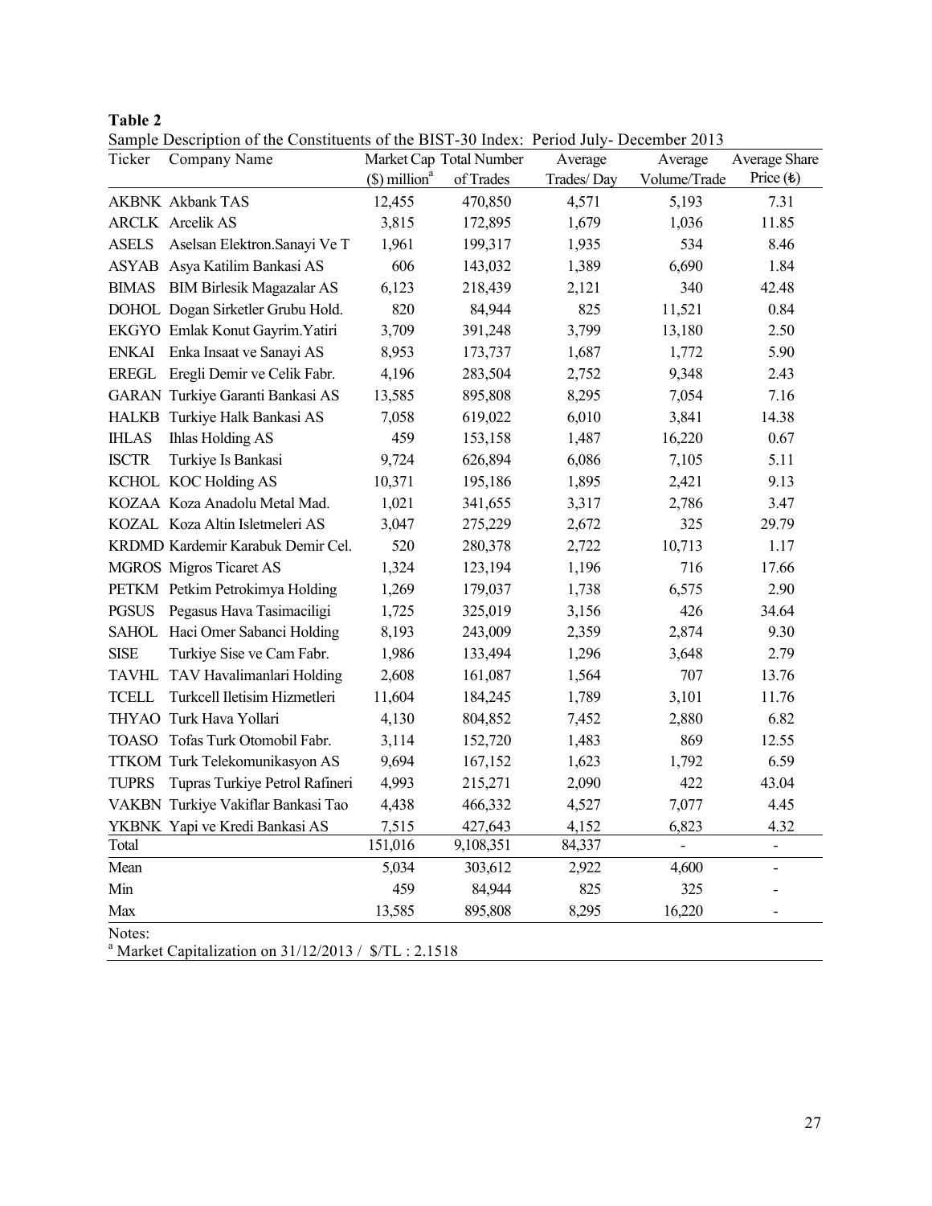**Table 2**

Sample Description of the Constituents of the BIST-30 Index: Period July- December 2013

| Ticker | Company Name | Market Cap ($) million[a] | Total Number of Trades | Average Trades/ Day | Average Volume/Trade | Average Share Price (₺) |
|---|---|---|---|---|---|---|
| AKBNK | Akbank TAS | 12,455 | 470,850 | 4,571 | 5,193 | 7.31 |
| ARCLK | Arcelik AS | 3,815 | 172,895 | 1,679 | 1,036 | 11.85 |
| ASELS | Aselsan Elektron.Sanayi Ve T | 1,961 | 199,317 | 1,935 | 534 | 8.46 |
| ASYAB | Asya Katilim Bankasi AS | 606 | 143,032 | 1,389 | 6,690 | 1.84 |
| BIMAS | BIM Birlesik Magazalar AS | 6,123 | 218,439 | 2,121 | 340 | 42.48 |
| DOHOL | Dogan Sirketler Grubu Hold. | 820 | 84,944 | 825 | 11,521 | 0.84 |
| EKGYO | Emlak Konut Gayrim.Yatiri | 3,709 | 391,248 | 3,799 | 13,180 | 2.50 |
| ENKAI | Enka Insaat ve Sanayi AS | 8,953 | 173,737 | 1,687 | 1,772 | 5.90 |
| EREGL | Eregli Demir ve Celik Fabr. | 4,196 | 283,504 | 2,752 | 9,348 | 2.43 |
| GARAN | Turkiye Garanti Bankasi AS | 13,585 | 895,808 | 8,295 | 7,054 | 7.16 |
| HALKB | Turkiye Halk Bankasi AS | 7,058 | 619,022 | 6,010 | 3,841 | 14.38 |
| IHLAS | Ihlas Holding AS | 459 | 153,158 | 1,487 | 16,220 | 0.67 |
| ISCTR | Turkiye Is Bankasi | 9,724 | 626,894 | 6,086 | 7,105 | 5.11 |
| KCHOL | KOC Holding AS | 10,371 | 195,186 | 1,895 | 2,421 | 9.13 |
| KOZAA | Koza Anadolu Metal Mad. | 1,021 | 341,655 | 3,317 | 2,786 | 3.47 |
| KOZAL | Koza Altin Isletmeleri AS | 3,047 | 275,229 | 2,672 | 325 | 29.79 |
| KRDMD | Kardemir Karabuk Demir Cel. | 520 | 280,378 | 2,722 | 10,713 | 1.17 |
| MGROS | Migros Ticaret AS | 1,324 | 123,194 | 1,196 | 716 | 17.66 |
| PETKM | Petkim Petrokimya Holding | 1,269 | 179,037 | 1,738 | 6,575 | 2.90 |
| PGSUS | Pegasus Hava Tasimaciligi | 1,725 | 325,019 | 3,156 | 426 | 34.64 |
| SAHOL | Haci Omer Sabanci Holding | 8,193 | 243,009 | 2,359 | 2,874 | 9.30 |
| SISE | Turkiye Sise ve Cam Fabr. | 1,986 | 133,494 | 1,296 | 3,648 | 2.79 |
| TAVHL | TAV Havalimanlari Holding | 2,608 | 161,087 | 1,564 | 707 | 13.76 |
| TCELL | Turkcell Iletisim Hizmetleri | 11,604 | 184,245 | 1,789 | 3,101 | 11.76 |
| THYAO | Turk Hava Yollari | 4,130 | 804,852 | 7,452 | 2,880 | 6.82 |
| TOASO | Tofas Turk Otomobil Fabr. | 3,114 | 152,720 | 1,483 | 869 | 12.55 |
| TTKOM | Turk Telekomunikasyon AS | 9,694 | 167,152 | 1,623 | 1,792 | 6.59 |
| TUPRS | Tupras Turkiye Petrol Rafineri | 4,993 | 215,271 | 2,090 | 422 | 43.04 |
| VAKBN | Turkiye Vakiflar Bankasi Tao | 4,438 | 466,332 | 4,527 | 7,077 | 4.45 |
| YKBNK | Yapi ve Kredi Bankasi AS | 7,515 | 427,643 | 4,152 | 6,823 | 4.32 |
| Total | | 151,016 | 9,108,351 | 84,337 | - | - |
| Mean | | 5,034 | 303,612 | 2,922 | 4,600 | - |
| Min | | 459 | 84,944 | 825 | 325 | - |
| Max | | 13,585 | 895,808 | 8,295 | 16,220 | - |

Notes:
[a] Market Capitalization on 31/12/2013 / $/TL : 2.1518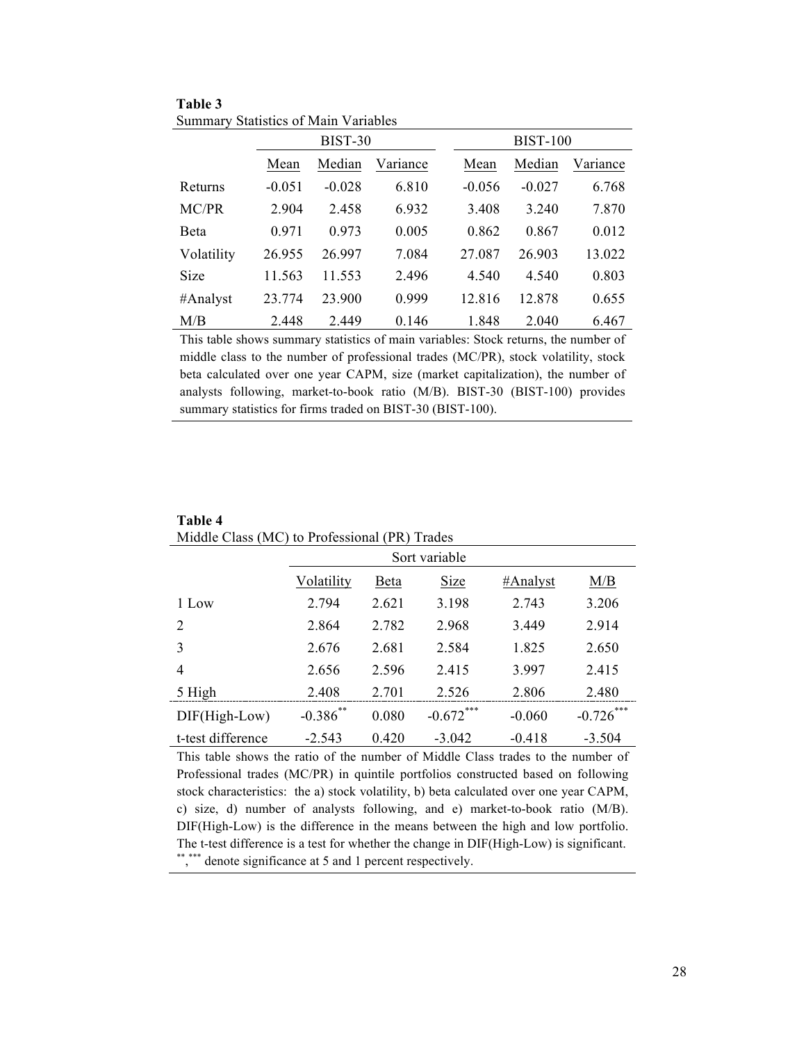**Table 3**
Summary Statistics of Main Variables

| | BIST-30 | | | BIST-100 | | |
|---|---|---|---|---|---|---|
| | Mean | Median | Variance | Mean | Median | Variance |
| Returns | -0.051 | -0.028 | 6.810 | -0.056 | -0.027 | 6.768 |
| MC/PR | 2.904 | 2.458 | 6.932 | 3.408 | 3.240 | 7.870 |
| Beta | 0.971 | 0.973 | 0.005 | 0.862 | 0.867 | 0.012 |
| Volatility | 26.955 | 26.997 | 7.084 | 27.087 | 26.903 | 13.022 |
| Size | 11.563 | 11.553 | 2.496 | 4.540 | 4.540 | 0.803 |
| #Analyst | 23.774 | 23.900 | 0.999 | 12.816 | 12.878 | 0.655 |
| M/B | 2.448 | 2.449 | 0.146 | 1.848 | 2.040 | 6.467 |

This table shows summary statistics of main variables: Stock returns, the number of middle class to the number of professional trades (MC/PR), stock volatility, stock beta calculated over one year CAPM, size (market capitalization), the number of analysts following, market-to-book ratio (M/B). BIST-30 (BIST-100) provides summary statistics for firms traded on BIST-30 (BIST-100).

**Table 4**
Middle Class (MC) to Professional (PR) Trades

| | Sort variable | | | | |
|---|---|---|---|---|---|
| | Volatility | Beta | Size | #Analyst | M/B |
| 1 Low | 2.794 | 2.621 | 3.198 | 2.743 | 3.206 |
| 2 | 2.864 | 2.782 | 2.968 | 3.449 | 2.914 |
| 3 | 2.676 | 2.681 | 2.584 | 1.825 | 2.650 |
| 4 | 2.656 | 2.596 | 2.415 | 3.997 | 2.415 |
| 5 High | 2.408 | 2.701 | 2.526 | 2.806 | 2.480 |
| DIF(High-Low) | -0.386** | 0.080 | -0.672*** | -0.060 | -0.726*** |
| t-test difference | -2.543 | 0.420 | -3.042 | -0.418 | -3.504 |

This table shows the ratio of the number of Middle Class trades to the number of Professional trades (MC/PR) in quintile portfolios constructed based on following stock characteristics: the a) stock volatility, b) beta calculated over one year CAPM, c) size, d) number of analysts following, and e) market-to-book ratio (M/B). DIF(High-Low) is the difference in the means between the high and low portfolio. The t-test difference is a test for whether the change in DIF(High-Low) is significant. **,*** denote significance at 5 and 1 percent respectively.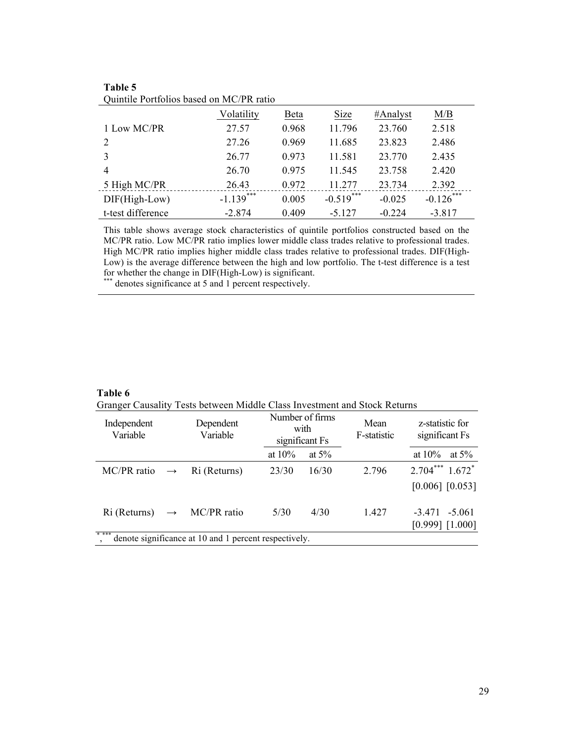**Table 5**
Quintile Portfolios based on MC/PR ratio

| | Volatility | Beta | Size | #Analyst | M/B |
|---|---|---|---|---|---|
| 1 Low MC/PR | 27.57 | 0.968 | 11.796 | 23.760 | 2.518 |
| 2 | 27.26 | 0.969 | 11.685 | 23.823 | 2.486 |
| 3 | 26.77 | 0.973 | 11.581 | 23.770 | 2.435 |
| 4 | 26.70 | 0.975 | 11.545 | 23.758 | 2.420 |
| 5 High MC/PR | 26.43 | 0.972 | 11.277 | 23.734 | 2.392 |
| DIF(High-Low) | -1.139*** | 0.005 | -0.519*** | -0.025 | -0.126*** |
| t-test difference | -2.874 | 0.409 | -5.127 | -0.224 | -3.817 |

This table shows average stock characteristics of quintile portfolios constructed based on the MC/PR ratio. Low MC/PR ratio implies lower middle class trades relative to professional trades. High MC/PR ratio implies higher middle class trades relative to professional trades. DIF(High-Low) is the average difference between the high and low portfolio. The t-test difference is a test for whether the change in DIF(High-Low) is significant.
*** denotes significance at 5 and 1 percent respectively.

**Table 6**
Granger Causality Tests between Middle Class Investment and Stock Returns

| Independent Variable | | Dependent Variable | Number of firms with significant Fs | | Mean F-statistic | z-statistic for significant Fs | |
|---|---|---|---|---|---|---|---|
| | | | at 10% | at 5% | | at 10% | at 5% |
| MC/PR ratio | → | Ri (Returns) | 23/30 | 16/30 | 2.796 | 2.704*** [0.006] | 1.672* [0.053] |
| Ri (Returns) | → | MC/PR ratio | 5/30 | 4/30 | 1.427 | -3.471 [0.999] | -5.061 [1.000] |

*, *** denote significance at 10 and 1 percent respectively.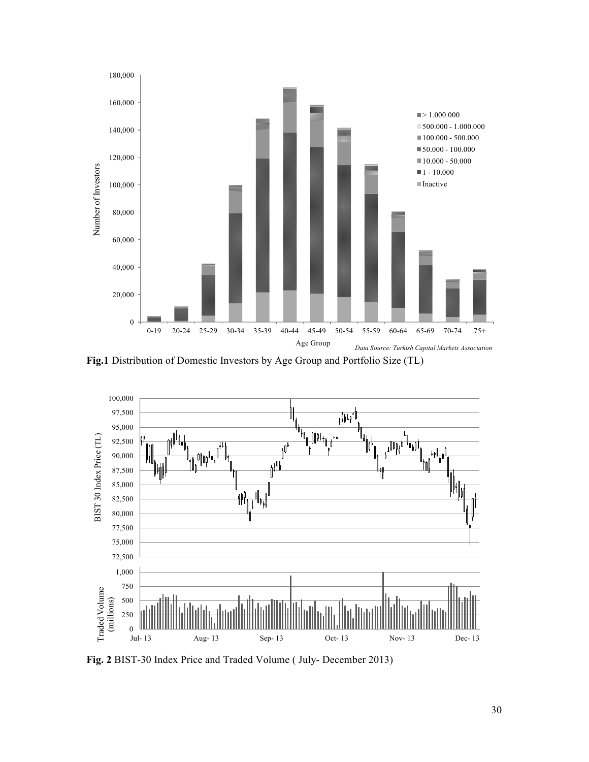**Fig.1** Distribution of Domestic Investors by Age Group and Portfolio Size (TL)

*Data Source: Turkish Capital Markets Association*

**Fig. 2** BIST-30 Index Price and Traded Volume ( July- December 2013)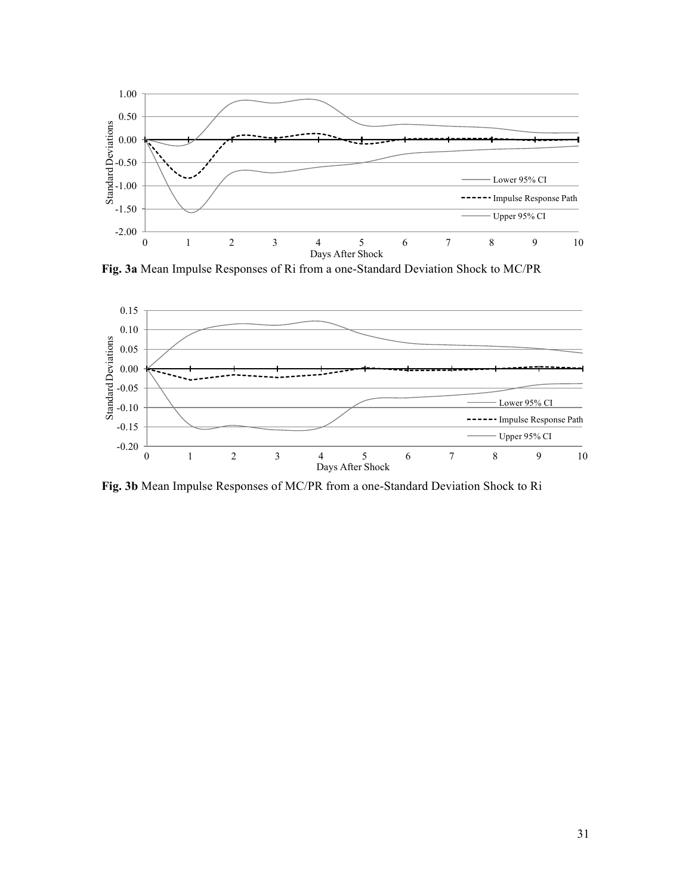**Fig. 3a** Mean Impulse Responses of Ri from a one-Standard Deviation Shock to MC/PR

**Fig. 3b** Mean Impulse Responses of MC/PR from a one-Standard Deviation Shock to Ri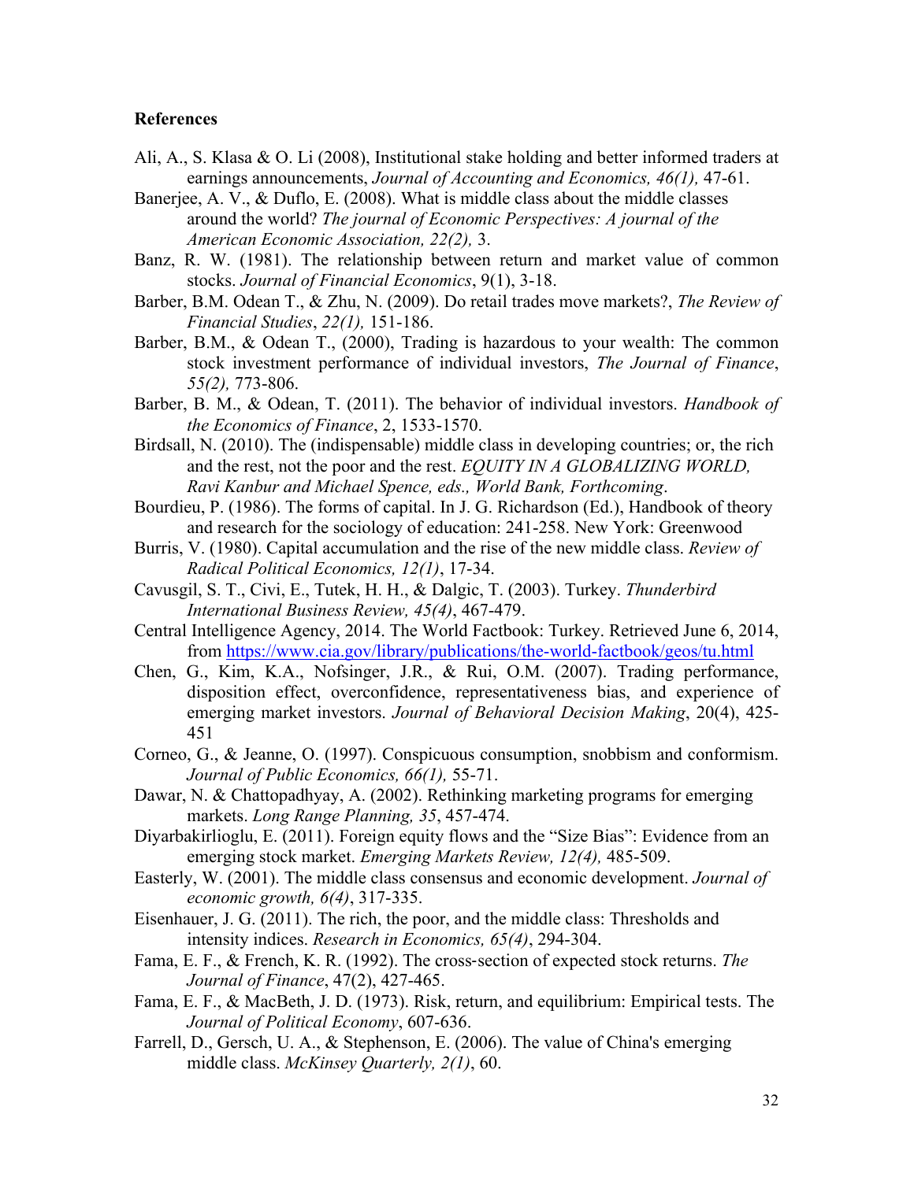**References**

Ali, A., S. Klasa & O. Li (2008), Institutional stake holding and better informed traders at earnings announcements, *Journal of Accounting and Economics, 46(1),* 47-61.

Banerjee, A. V., & Duflo, E. (2008). What is middle class about the middle classes around the world? *The journal of Economic Perspectives: A journal of the American Economic Association, 22(2),* 3.

Banz, R. W. (1981). The relationship between return and market value of common stocks. *Journal of Financial Economics*, 9(1), 3-18.

Barber, B.M. Odean T., & Zhu, N. (2009). Do retail trades move markets?, *The Review of Financial Studies*, *22(1),* 151-186.

Barber, B.M., & Odean T., (2000), Trading is hazardous to your wealth: The common stock investment performance of individual investors, *The Journal of Finance*, *55(2),* 773-806.

Barber, B. M., & Odean, T. (2011). The behavior of individual investors. *Handbook of the Economics of Finance*, 2, 1533-1570.

Birdsall, N. (2010). The (indispensable) middle class in developing countries; or, the rich and the rest, not the poor and the rest. *EQUITY IN A GLOBALIZING WORLD, Ravi Kanbur and Michael Spence, eds., World Bank, Forthcoming*.

Bourdieu, P. (1986). The forms of capital. In J. G. Richardson (Ed.), Handbook of theory and research for the sociology of education: 241-258. New York: Greenwood

Burris, V. (1980). Capital accumulation and the rise of the new middle class. *Review of Radical Political Economics, 12(1)*, 17-34.

Cavusgil, S. T., Civi, E., Tutek, H. H., & Dalgic, T. (2003). Turkey. *Thunderbird International Business Review, 45(4)*, 467-479.

Central Intelligence Agency, 2014. The World Factbook: Turkey. Retrieved June 6, 2014, from https://www.cia.gov/library/publications/the-world-factbook/geos/tu.html

Chen, G., Kim, K.A., Nofsinger, J.R., & Rui, O.M. (2007). Trading performance, disposition effect, overconfidence, representativeness bias, and experience of emerging market investors. *Journal of Behavioral Decision Making*, 20(4), 425-451

Corneo, G., & Jeanne, O. (1997). Conspicuous consumption, snobbism and conformism. *Journal of Public Economics, 66(1),* 55-71.

Dawar, N. & Chattopadhyay, A. (2002). Rethinking marketing programs for emerging markets. *Long Range Planning, 35*, 457-474.

Diyarbakirlioglu, E. (2011). Foreign equity flows and the "Size Bias": Evidence from an emerging stock market. *Emerging Markets Review, 12(4),* 485-509.

Easterly, W. (2001). The middle class consensus and economic development. *Journal of economic growth, 6(4)*, 317-335.

Eisenhauer, J. G. (2011). The rich, the poor, and the middle class: Thresholds and intensity indices. *Research in Economics, 65(4)*, 294-304.

Fama, E. F., & French, K. R. (1992). The cross‐section of expected stock returns. *The Journal of Finance*, 47(2), 427-465.

Fama, E. F., & MacBeth, J. D. (1973). Risk, return, and equilibrium: Empirical tests. The *Journal of Political Economy*, 607-636.

Farrell, D., Gersch, U. A., & Stephenson, E. (2006). The value of China's emerging middle class. *McKinsey Quarterly, 2(1)*, 60.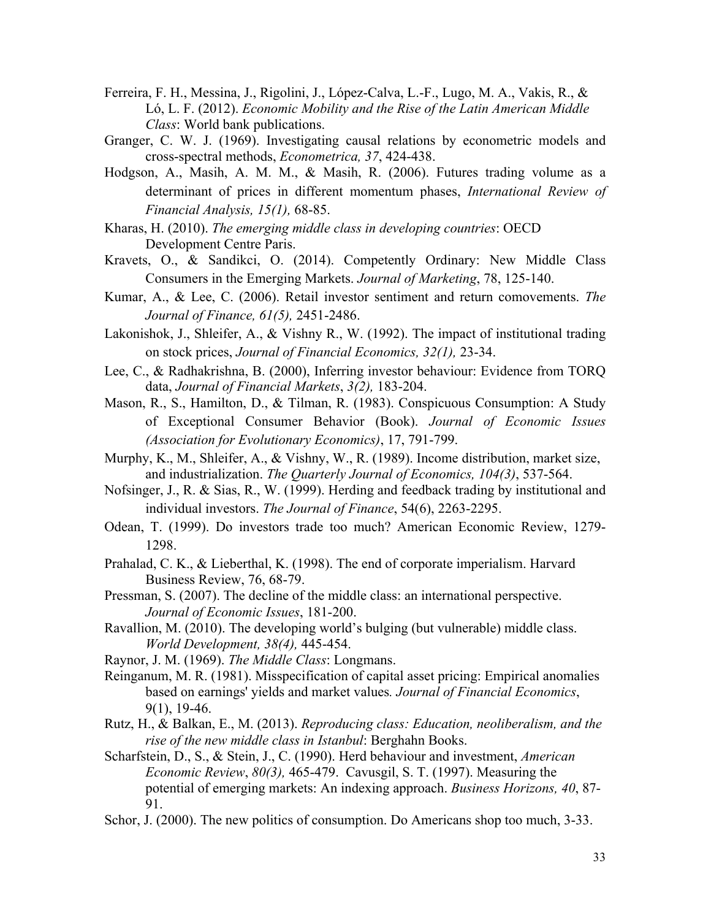Ferreira, F. H., Messina, J., Rigolini, J., López-Calva, L.-F., Lugo, M. A., Vakis, R., & Ló, L. F. (2012). *Economic Mobility and the Rise of the Latin American Middle Class*: World bank publications.

Granger, C. W. J. (1969). Investigating causal relations by econometric models and cross-spectral methods, *Econometrica, 37*, 424-438.

Hodgson, A., Masih, A. M. M., & Masih, R. (2006). Futures trading volume as a determinant of prices in different momentum phases, *International Review of Financial Analysis, 15(1),* 68-85.

Kharas, H. (2010). *The emerging middle class in developing countries*: OECD Development Centre Paris.

Kravets, O., & Sandikci, O. (2014). Competently Ordinary: New Middle Class Consumers in the Emerging Markets. *Journal of Marketing*, 78, 125-140.

Kumar, A., & Lee, C. (2006). Retail investor sentiment and return comovements. *The Journal of Finance, 61(5),* 2451-2486.

Lakonishok, J., Shleifer, A., & Vishny R., W. (1992). The impact of institutional trading on stock prices, *Journal of Financial Economics, 32(1),* 23-34.

Lee, C., & Radhakrishna, B. (2000), Inferring investor behaviour: Evidence from TORQ data, *Journal of Financial Markets*, *3(2),* 183-204.

Mason, R., S., Hamilton, D., & Tilman, R. (1983). Conspicuous Consumption: A Study of Exceptional Consumer Behavior (Book). *Journal of Economic Issues (Association for Evolutionary Economics)*, 17, 791-799.

Murphy, K., M., Shleifer, A., & Vishny, W., R. (1989). Income distribution, market size, and industrialization. *The Quarterly Journal of Economics, 104(3)*, 537-564.

Nofsinger, J., R. & Sias, R., W. (1999). Herding and feedback trading by institutional and individual investors. *The Journal of Finance*, 54(6), 2263-2295.

Odean, T. (1999). Do investors trade too much? American Economic Review, 1279-1298.

Prahalad, C. K., & Lieberthal, K. (1998). The end of corporate imperialism. Harvard Business Review, 76, 68-79.

Pressman, S. (2007). The decline of the middle class: an international perspective. *Journal of Economic Issues*, 181-200.

Ravallion, M. (2010). The developing world's bulging (but vulnerable) middle class. *World Development, 38(4),* 445-454.

Raynor, J. M. (1969). *The Middle Class*: Longmans.

Reinganum, M. R. (1981). Misspecification of capital asset pricing: Empirical anomalies based on earnings' yields and market values*. Journal of Financial Economics*, 9(1), 19-46.

Rutz, H., & Balkan, E., M. (2013). *Reproducing class: Education, neoliberalism, and the rise of the new middle class in Istanbul*: Berghahn Books.

Scharfstein, D., S., & Stein, J., C. (1990). Herd behaviour and investment, *American Economic Review*, *80(3),* 465-479. Cavusgil, S. T. (1997). Measuring the potential of emerging markets: An indexing approach. *Business Horizons, 40*, 87-91.

Schor, J. (2000). The new politics of consumption. Do Americans shop too much, 3-33.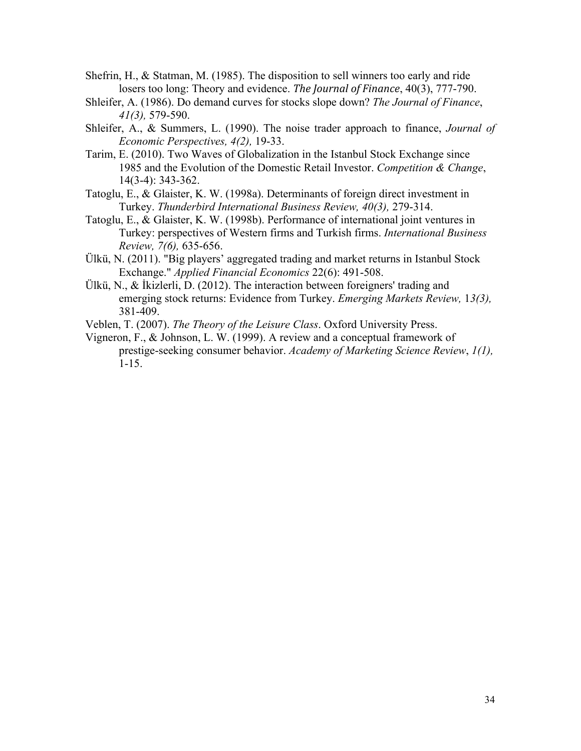Shefrin, H., & Statman, M. (1985). The disposition to sell winners too early and ride losers too long: Theory and evidence. *The Journal of Finance*, 40(3), 777-790.

Shleifer, A. (1986). Do demand curves for stocks slope down? *The Journal of Finance*, *41(3),* 579-590.

Shleifer, A., & Summers, L. (1990). The noise trader approach to finance, *Journal of Economic Perspectives, 4(2),* 19-33.

Tarim, E. (2010). Two Waves of Globalization in the Istanbul Stock Exchange since 1985 and the Evolution of the Domestic Retail Investor. *Competition & Change*, 14(3-4): 343-362.

Tatoglu, E., & Glaister, K. W. (1998a). Determinants of foreign direct investment in Turkey. *Thunderbird International Business Review, 40(3),* 279-314.

Tatoglu, E., & Glaister, K. W. (1998b). Performance of international joint ventures in Turkey: perspectives of Western firms and Turkish firms. *International Business Review, 7(6),* 635-656.

Ülkü, N. (2011). "Big players' aggregated trading and market returns in Istanbul Stock Exchange." *Applied Financial Economics* 22(6): 491-508.

Ülkü, N., & İkizlerli, D. (2012). The interaction between foreigners' trading and emerging stock returns: Evidence from Turkey. *Emerging Markets Review,* 1*3(3),* 381-409.

Veblen, T. (2007). *The Theory of the Leisure Class*. Oxford University Press.

Vigneron, F., & Johnson, L. W. (1999). A review and a conceptual framework of prestige-seeking consumer behavior. *Academy of Marketing Science Review*, *1(1),* 1-15.